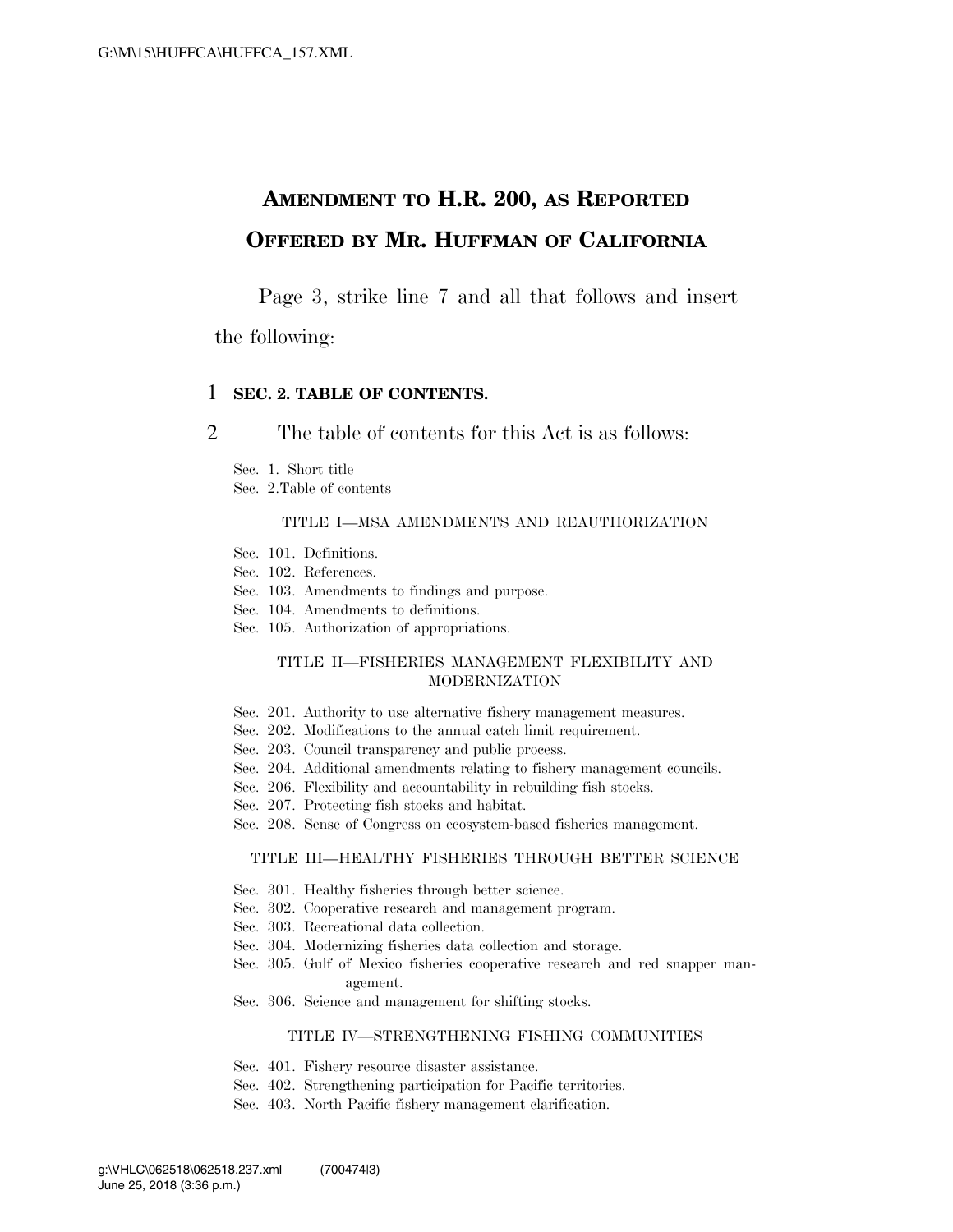# AMENDMENT TO H.R. 200, AS REPORTED OFFERED BY MR. HUFFMAN OF CALIFORNIA

Page 3, strike line 7 and all that follows and insert the following:

1 **SEC. 2. TABLE OF CONTENTS.**

2 The table of contents for this Act is as follows:

Sec. 1. Short title
Sec. 2.Table of contents

TITLE I—MSA AMENDMENTS AND REAUTHORIZATION

Sec. 101. Definitions.
Sec. 102. References.
Sec. 103. Amendments to findings and purpose.
Sec. 104. Amendments to definitions.
Sec. 105. Authorization of appropriations.

TITLE II—FISHERIES MANAGEMENT FLEXIBILITY AND MODERNIZATION

Sec. 201. Authority to use alternative fishery management measures.
Sec. 202. Modifications to the annual catch limit requirement.
Sec. 203. Council transparency and public process.
Sec. 204. Additional amendments relating to fishery management councils.
Sec. 206. Flexibility and accountability in rebuilding fish stocks.
Sec. 207. Protecting fish stocks and habitat.
Sec. 208. Sense of Congress on ecosystem-based fisheries management.

TITLE III—HEALTHY FISHERIES THROUGH BETTER SCIENCE

Sec. 301. Healthy fisheries through better science.
Sec. 302. Cooperative research and management program.
Sec. 303. Recreational data collection.
Sec. 304. Modernizing fisheries data collection and storage.
Sec. 305. Gulf of Mexico fisheries cooperative research and red snapper management.
Sec. 306. Science and management for shifting stocks.

TITLE IV—STRENGTHENING FISHING COMMUNITIES

Sec. 401. Fishery resource disaster assistance.
Sec. 402. Strengthening participation for Pacific territories.
Sec. 403. North Pacific fishery management clarification.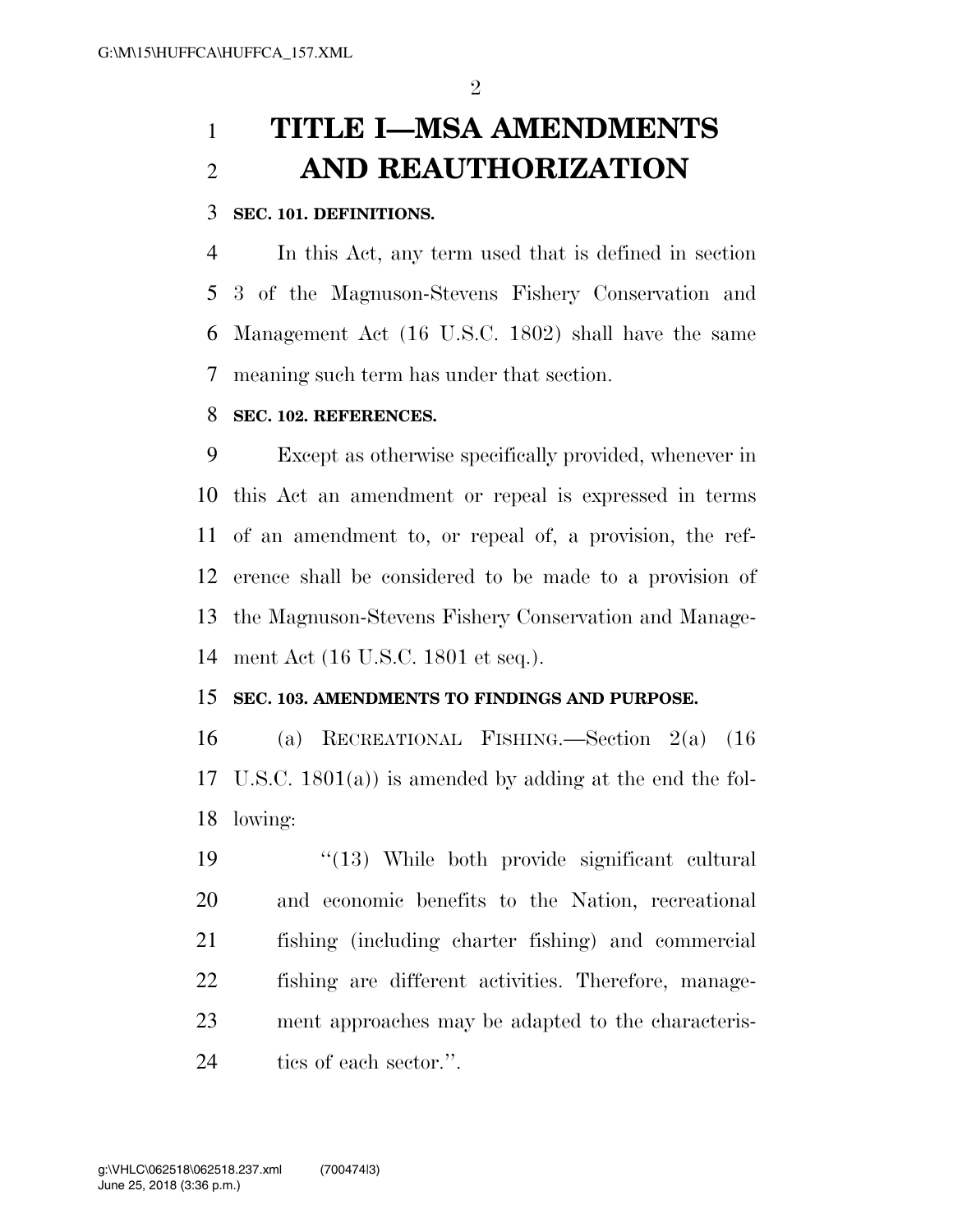# TITLE I—MSA AMENDMENTS AND REAUTHORIZATION

### SEC. 101. DEFINITIONS.

In this Act, any term used that is defined in section 3 of the Magnuson-Stevens Fishery Conservation and Management Act (16 U.S.C. 1802) shall have the same meaning such term has under that section.

### SEC. 102. REFERENCES.

Except as otherwise specifically provided, whenever in this Act an amendment or repeal is expressed in terms of an amendment to, or repeal of, a provision, the reference shall be considered to be made to a provision of the Magnuson-Stevens Fishery Conservation and Management Act (16 U.S.C. 1801 et seq.).

### SEC. 103. AMENDMENTS TO FINDINGS AND PURPOSE.

(a) RECREATIONAL FISHING.—Section 2(a) (16 U.S.C. 1801(a)) is amended by adding at the end the following:

"(13) While both provide significant cultural and economic benefits to the Nation, recreational fishing (including charter fishing) and commercial fishing are different activities. Therefore, management approaches may be adapted to the characteristics of each sector.".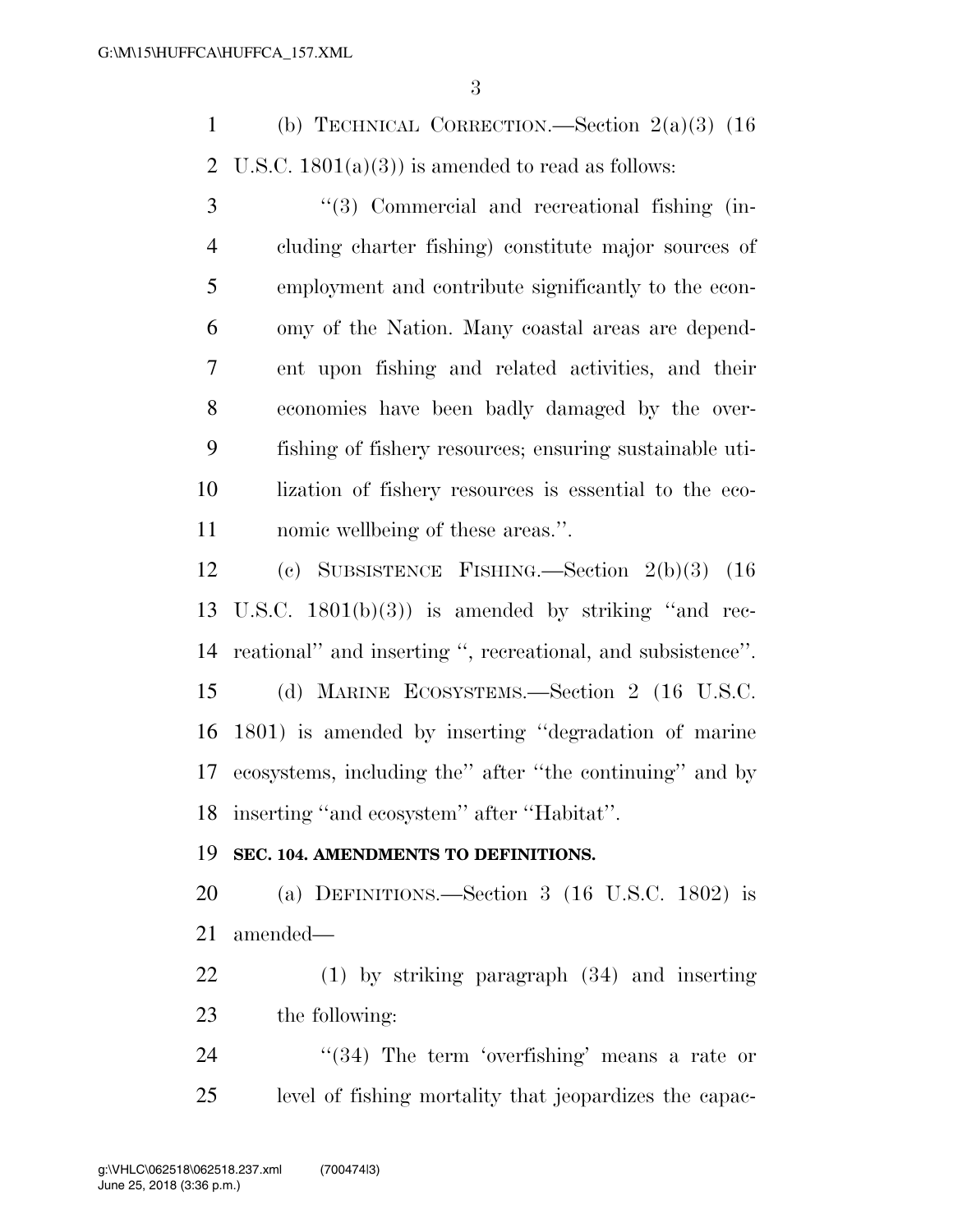(b) TECHNICAL CORRECTION.—Section 2(a)(3) (16 U.S.C. 1801(a)(3)) is amended to read as follows:

"(3) Commercial and recreational fishing (including charter fishing) constitute major sources of employment and contribute significantly to the economy of the Nation. Many coastal areas are dependent upon fishing and related activities, and their economies have been badly damaged by the overfishing of fishery resources; ensuring sustainable utilization of fishery resources is essential to the economic wellbeing of these areas.".

(c) SUBSISTENCE FISHING.—Section 2(b)(3) (16 U.S.C. 1801(b)(3)) is amended by striking "and recreational" and inserting ", recreational, and subsistence".

(d) MARINE ECOSYSTEMS.—Section 2 (16 U.S.C. 1801) is amended by inserting "degradation of marine ecosystems, including the" after "the continuing" and by inserting "and ecosystem" after "Habitat".

**SEC. 104. AMENDMENTS TO DEFINITIONS.**

(a) DEFINITIONS.—Section 3 (16 U.S.C. 1802) is amended—

(1) by striking paragraph (34) and inserting the following:

"(34) The term 'overfishing' means a rate or level of fishing mortality that jeopardizes the capac-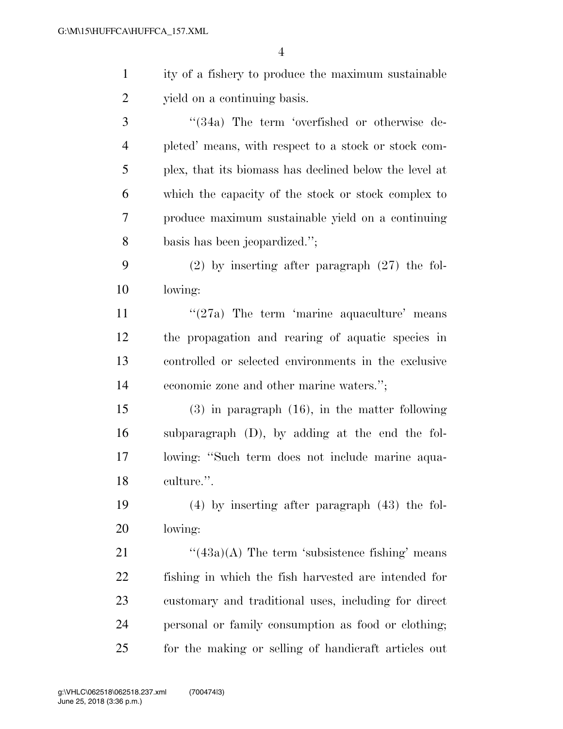ity of a fishery to produce the maximum sustainable yield on a continuing basis.

"(34a) The term 'overfished or otherwise depleted' means, with respect to a stock or stock complex, that its biomass has declined below the level at which the capacity of the stock or stock complex to produce maximum sustainable yield on a continuing basis has been jeopardized.";

(2) by inserting after paragraph (27) the following:

"(27a) The term 'marine aquaculture' means the propagation and rearing of aquatic species in controlled or selected environments in the exclusive economic zone and other marine waters.";

(3) in paragraph (16), in the matter following subparagraph (D), by adding at the end the following: "Such term does not include marine aquaculture.".

(4) by inserting after paragraph (43) the following:

"(43a)(A) The term 'subsistence fishing' means fishing in which the fish harvested are intended for customary and traditional uses, including for direct personal or family consumption as food or clothing; for the making or selling of handicraft articles out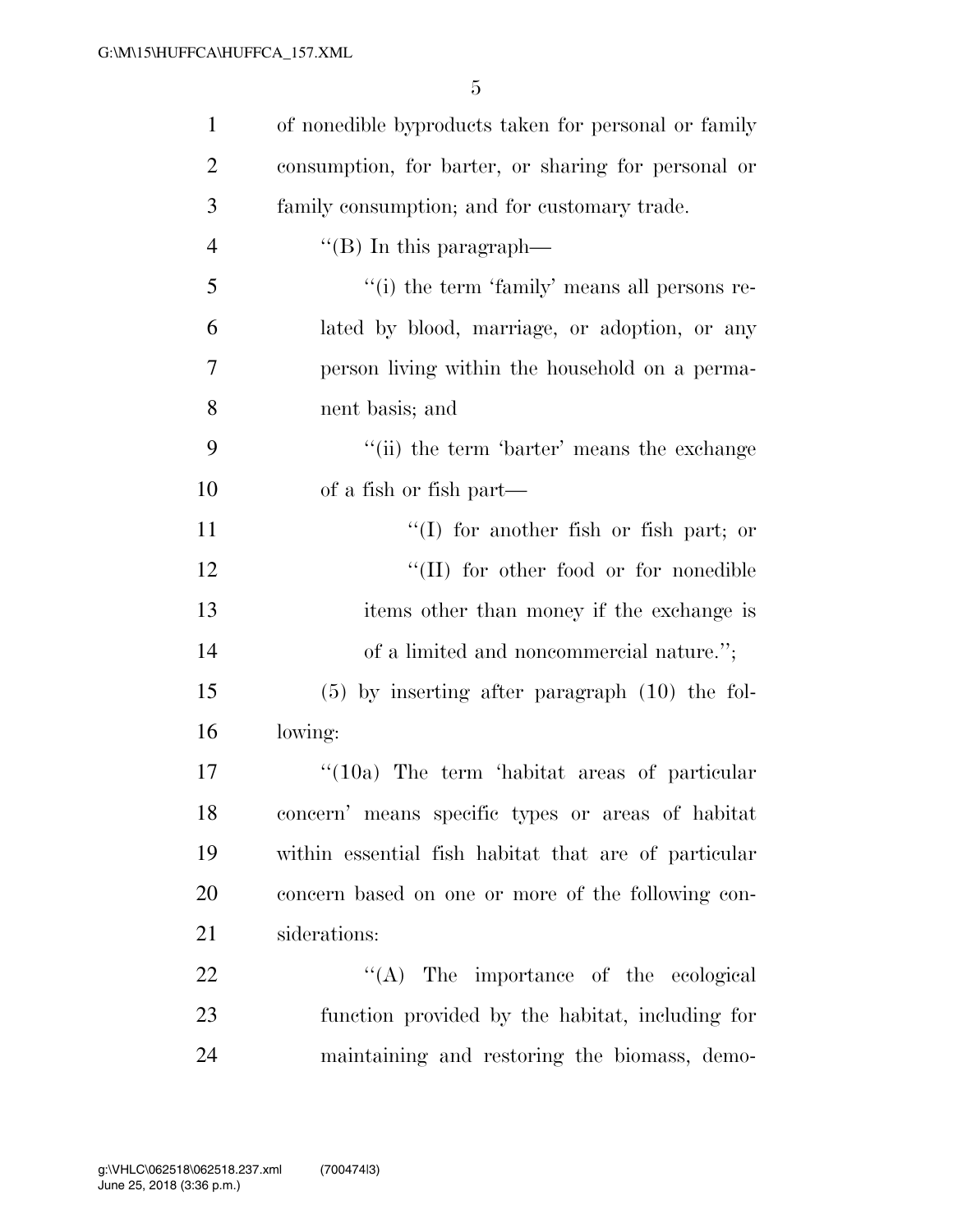of nonedible byproducts taken for personal or family consumption, for barter, or sharing for personal or family consumption; and for customary trade.

''(B) In this paragraph—

''(i) the term 'family' means all persons related by blood, marriage, or adoption, or any person living within the household on a permanent basis; and

''(ii) the term 'barter' means the exchange of a fish or fish part—

''(I) for another fish or fish part; or

''(II) for other food or for nonedible items other than money if the exchange is of a limited and noncommercial nature.'';

(5) by inserting after paragraph (10) the following:

''(10a) The term 'habitat areas of particular concern' means specific types or areas of habitat within essential fish habitat that are of particular concern based on one or more of the following considerations:

''(A) The importance of the ecological function provided by the habitat, including for maintaining and restoring the biomass, demo-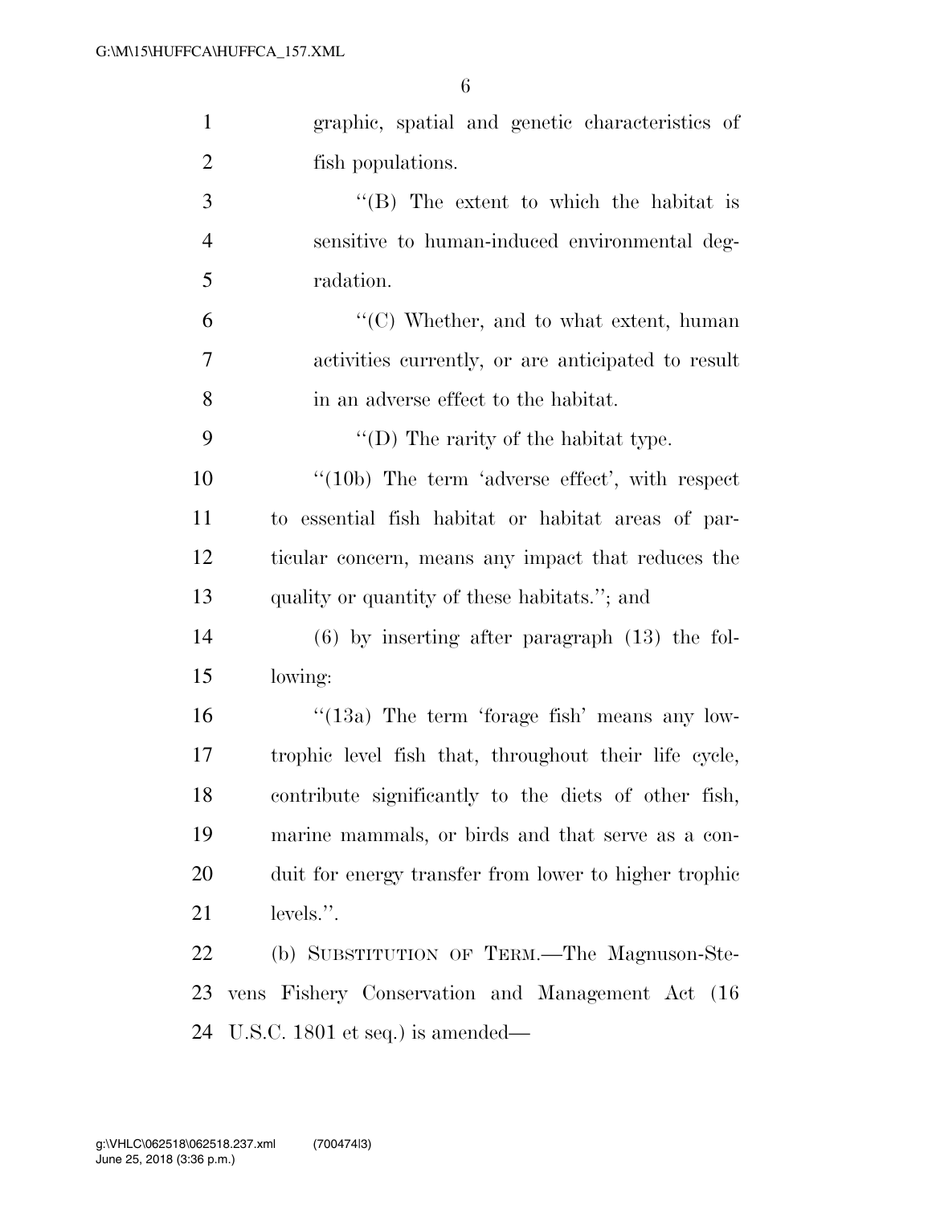graphic, spatial and genetic characteristics of fish populations.

"(B) The extent to which the habitat is sensitive to human-induced environmental degradation.

"(C) Whether, and to what extent, human activities currently, or are anticipated to result in an adverse effect to the habitat.

"(D) The rarity of the habitat type.

"(10b) The term 'adverse effect', with respect to essential fish habitat or habitat areas of particular concern, means any impact that reduces the quality or quantity of these habitats."; and

(6) by inserting after paragraph (13) the following:

"(13a) The term 'forage fish' means any low-trophic level fish that, throughout their life cycle, contribute significantly to the diets of other fish, marine mammals, or birds and that serve as a conduit for energy transfer from lower to higher trophic levels.".

(b) SUBSTITUTION OF TERM.—The Magnuson-Stevens Fishery Conservation and Management Act (16 U.S.C. 1801 et seq.) is amended—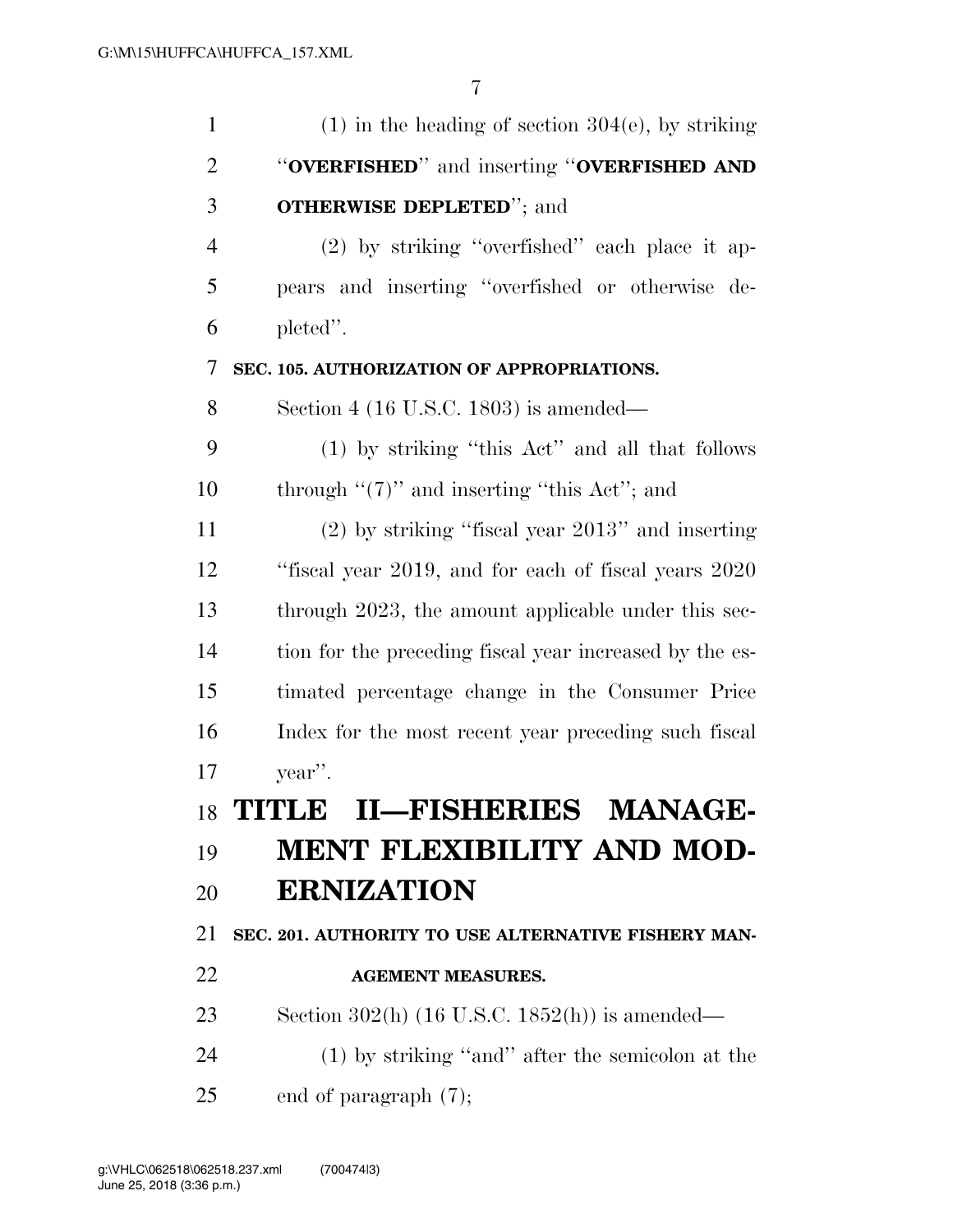(1) in the heading of section 304(e), by striking ''**OVERFISHED**'' and inserting ''**OVERFISHED AND OTHERWISE DEPLETED**''; and

(2) by striking ''overfished'' each place it appears and inserting ''overfished or otherwise depleted''.

**SEC. 105. AUTHORIZATION OF APPROPRIATIONS.**

Section 4 (16 U.S.C. 1803) is amended—

(1) by striking ''this Act'' and all that follows through ''(7)'' and inserting ''this Act''; and

(2) by striking ''fiscal year 2013'' and inserting ''fiscal year 2019, and for each of fiscal years 2020 through 2023, the amount applicable under this section for the preceding fiscal year increased by the estimated percentage change in the Consumer Price Index for the most recent year preceding such fiscal year''.

# TITLE II—FISHERIES MANAGEMENT FLEXIBILITY AND MODERNIZATION

**SEC. 201. AUTHORITY TO USE ALTERNATIVE FISHERY MANAGEMENT MEASURES.**

Section 302(h) (16 U.S.C. 1852(h)) is amended—

(1) by striking ''and'' after the semicolon at the end of paragraph (7);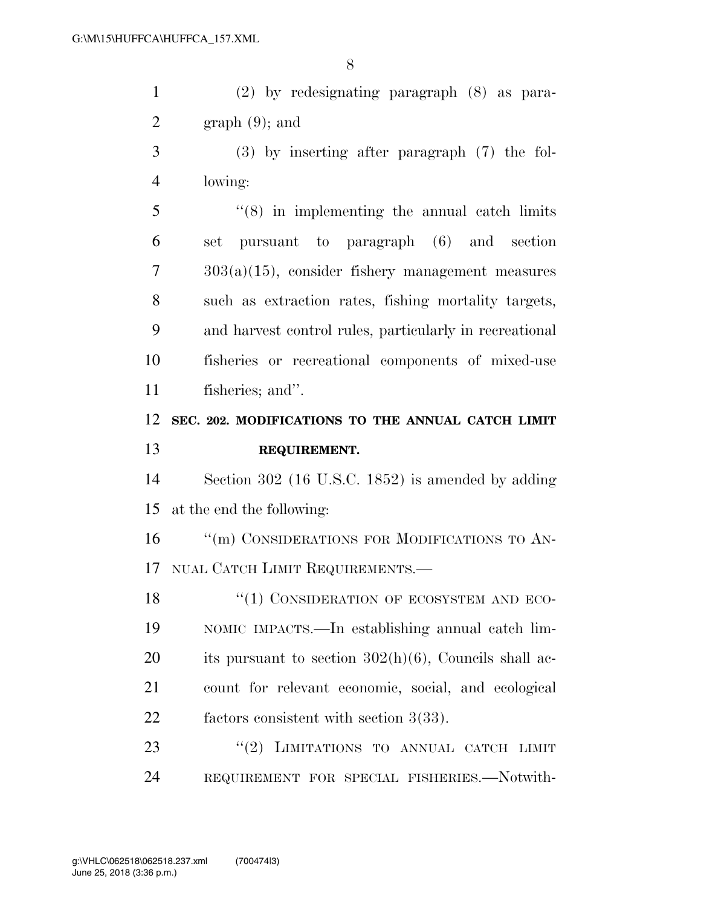(2) by redesignating paragraph (8) as paragraph (9); and

(3) by inserting after paragraph (7) the following:

"(8) in implementing the annual catch limits set pursuant to paragraph (6) and section 303(a)(15), consider fishery management measures such as extraction rates, fishing mortality targets, and harvest control rules, particularly in recreational fisheries or recreational components of mixed-use fisheries; and".

**SEC. 202. MODIFICATIONS TO THE ANNUAL CATCH LIMIT REQUIREMENT.**

Section 302 (16 U.S.C. 1852) is amended by adding at the end the following:

"(m) CONSIDERATIONS FOR MODIFICATIONS TO ANNUAL CATCH LIMIT REQUIREMENTS.—

"(1) CONSIDERATION OF ECOSYSTEM AND ECONOMIC IMPACTS.—In establishing annual catch limits pursuant to section 302(h)(6), Councils shall account for relevant economic, social, and ecological factors consistent with section 3(33).

"(2) LIMITATIONS TO ANNUAL CATCH LIMIT REQUIREMENT FOR SPECIAL FISHERIES.—Notwith-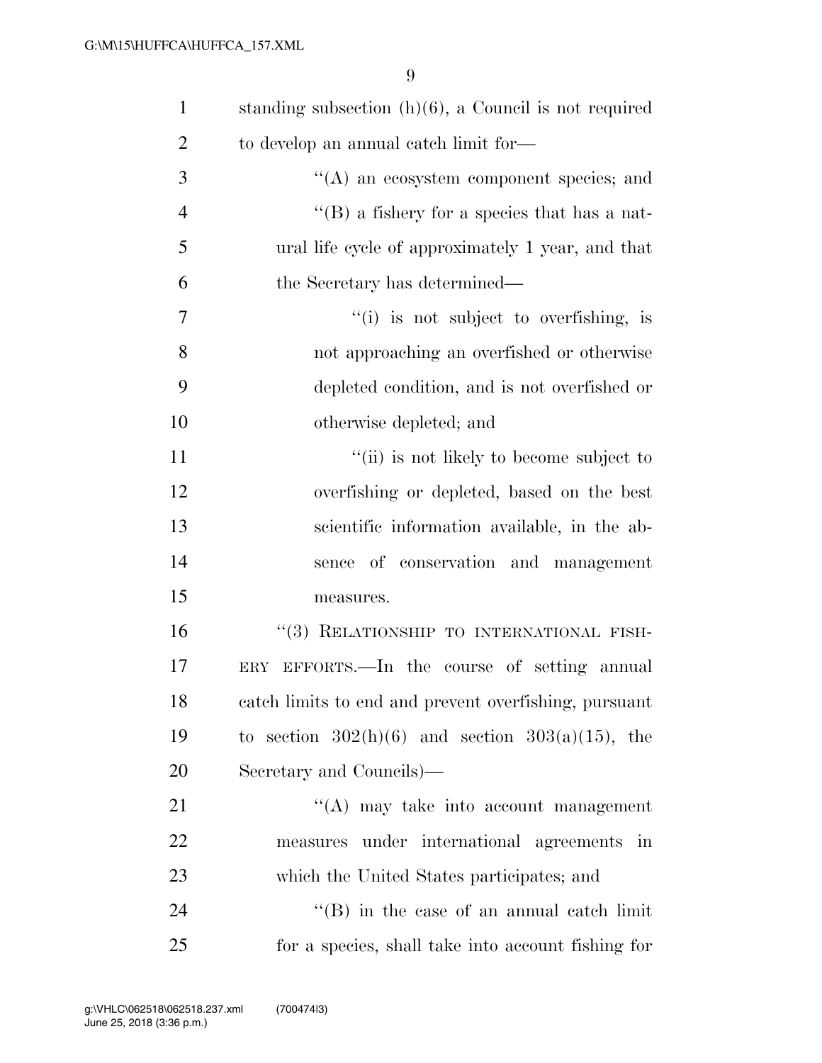standing subsection (h)(6), a Council is not required to develop an annual catch limit for—

''(A) an ecosystem component species; and

''(B) a fishery for a species that has a natural life cycle of approximately 1 year, and that the Secretary has determined—

''(i) is not subject to overfishing, is not approaching an overfished or otherwise depleted condition, and is not overfished or otherwise depleted; and

''(ii) is not likely to become subject to overfishing or depleted, based on the best scientific information available, in the absence of conservation and management measures.

''(3) RELATIONSHIP TO INTERNATIONAL FISHERY EFFORTS.—In the course of setting annual catch limits to end and prevent overfishing, pursuant to section 302(h)(6) and section 303(a)(15), the Secretary and Councils)—

''(A) may take into account management measures under international agreements in which the United States participates; and

''(B) in the case of an annual catch limit for a species, shall take into account fishing for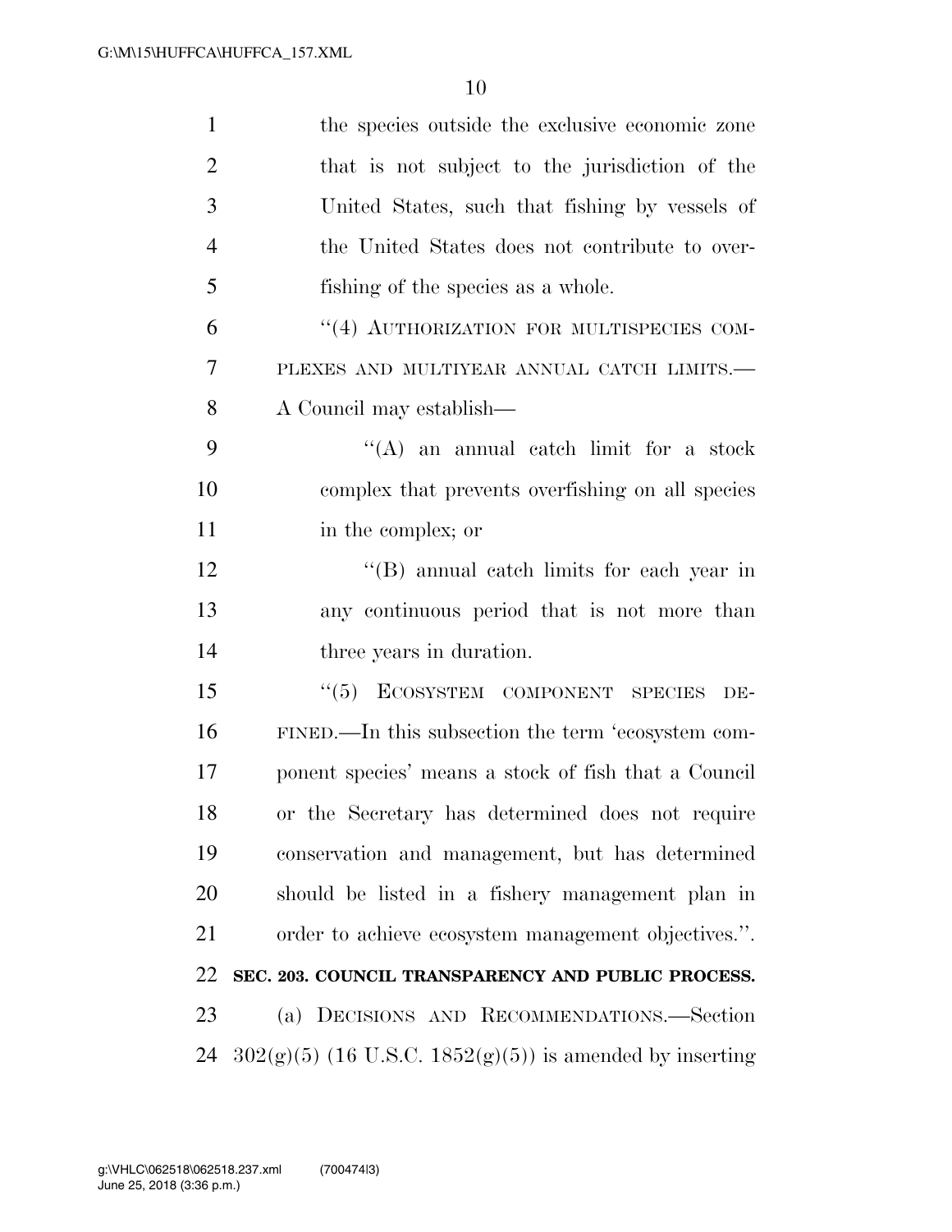the species outside the exclusive economic zone that is not subject to the jurisdiction of the United States, such that fishing by vessels of the United States does not contribute to over-fishing of the species as a whole.

"(4) AUTHORIZATION FOR MULTISPECIES COMPLEXES AND MULTIYEAR ANNUAL CATCH LIMITS.—A Council may establish—

"(A) an annual catch limit for a stock complex that prevents overfishing on all species in the complex; or

"(B) annual catch limits for each year in any continuous period that is not more than three years in duration.

"(5) ECOSYSTEM COMPONENT SPECIES DEFINED.—In this subsection the term 'ecosystem component species' means a stock of fish that a Council or the Secretary has determined does not require conservation and management, but has determined should be listed in a fishery management plan in order to achieve ecosystem management objectives.".

**SEC. 203. COUNCIL TRANSPARENCY AND PUBLIC PROCESS.**

(a) DECISIONS AND RECOMMENDATIONS.—Section 302(g)(5) (16 U.S.C. 1852(g)(5)) is amended by inserting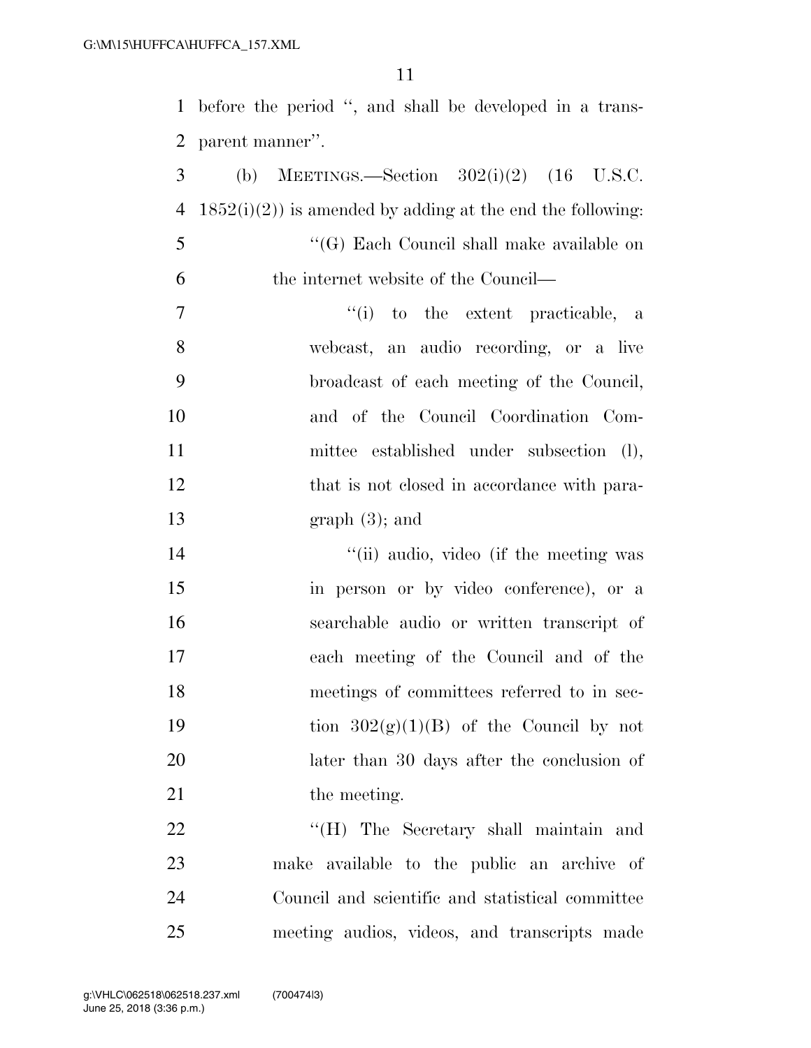before the period ", and shall be developed in a transparent manner".

(b) MEETINGS.—Section 302(i)(2) (16 U.S.C. 1852(i)(2)) is amended by adding at the end the following:

"(G) Each Council shall make available on the internet website of the Council—

"(i) to the extent practicable, a webcast, an audio recording, or a live broadcast of each meeting of the Council, and of the Council Coordination Committee established under subsection (l), that is not closed in accordance with paragraph (3); and

"(ii) audio, video (if the meeting was in person or by video conference), or a searchable audio or written transcript of each meeting of the Council and of the meetings of committees referred to in section 302(g)(1)(B) of the Council by not later than 30 days after the conclusion of the meeting.

"(H) The Secretary shall maintain and make available to the public an archive of Council and scientific and statistical committee meeting audios, videos, and transcripts made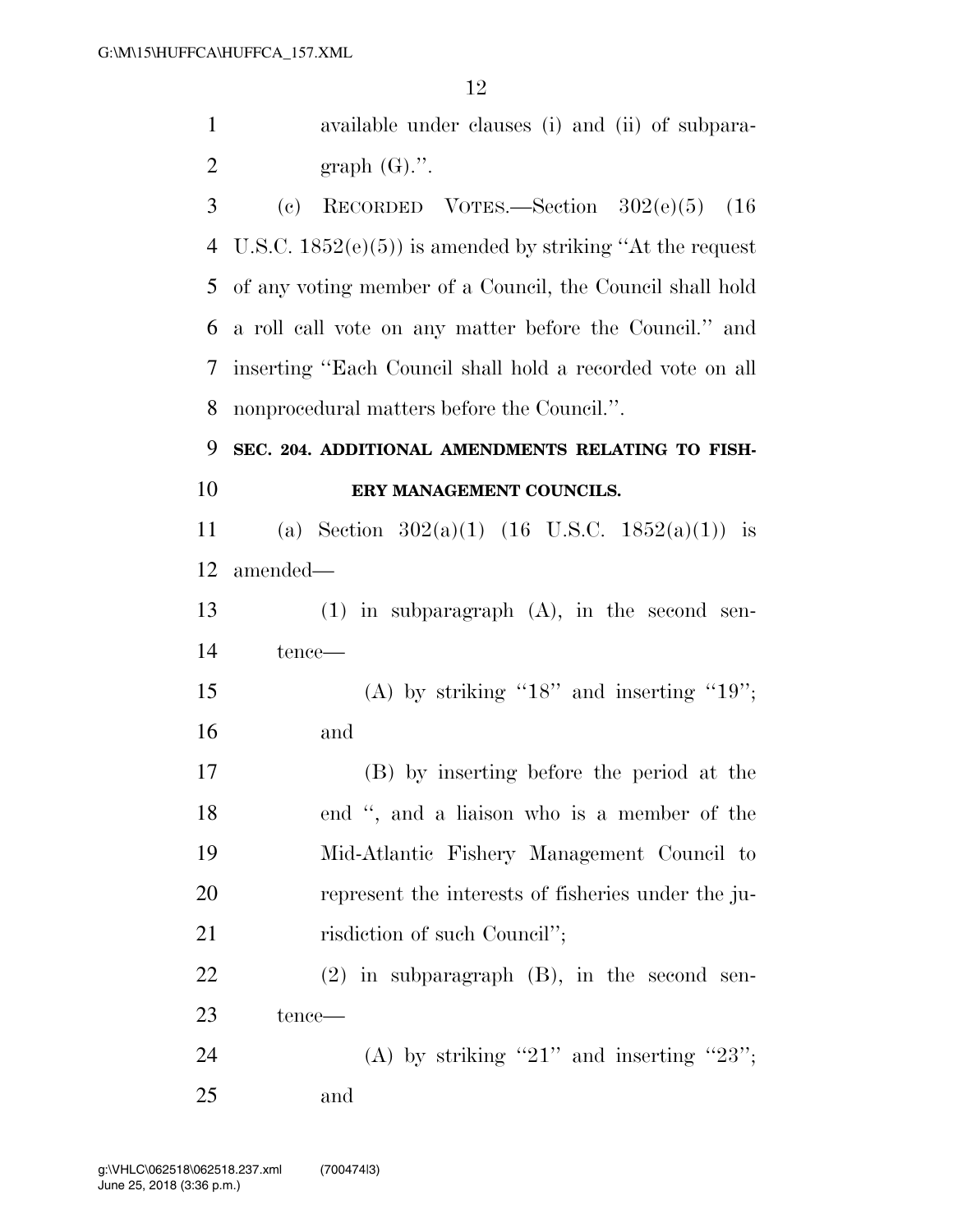available under clauses (i) and (ii) of subparagraph (G).''.

(c) RECORDED VOTES.—Section 302(e)(5) (16 U.S.C. 1852(e)(5)) is amended by striking ''At the request of any voting member of a Council, the Council shall hold a roll call vote on any matter before the Council.'' and inserting ''Each Council shall hold a recorded vote on all nonprocedural matters before the Council.''.

**SEC. 204. ADDITIONAL AMENDMENTS RELATING TO FISHERY MANAGEMENT COUNCILS.**

(a) Section 302(a)(1) (16 U.S.C. 1852(a)(1)) is amended—

(1) in subparagraph (A), in the second sentence—

(A) by striking ''18'' and inserting ''19''; and

(B) by inserting before the period at the end '', and a liaison who is a member of the Mid-Atlantic Fishery Management Council to represent the interests of fisheries under the jurisdiction of such Council'';

(2) in subparagraph (B), in the second sentence—

(A) by striking ''21'' and inserting ''23''; and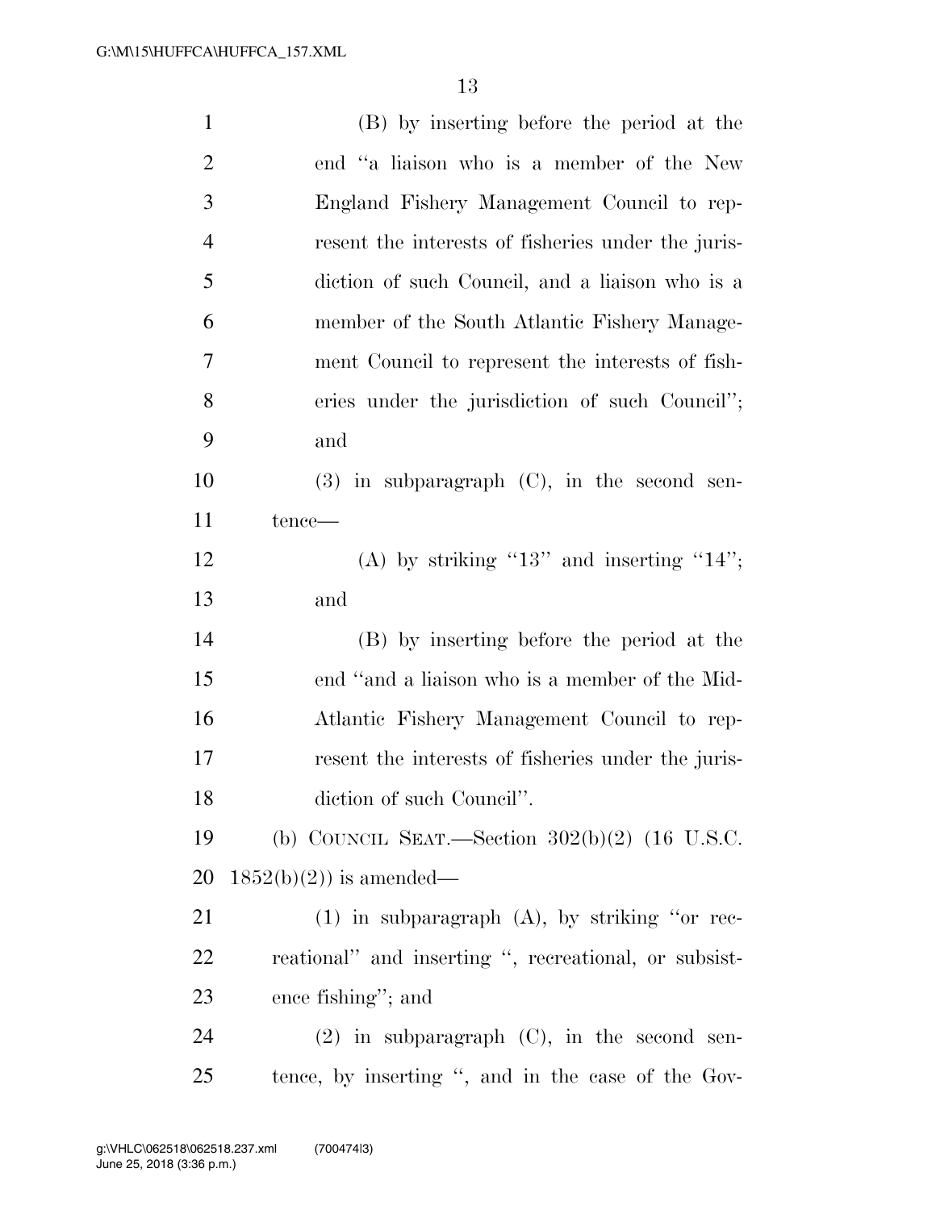(B) by inserting before the period at the end "a liaison who is a member of the New England Fishery Management Council to represent the interests of fisheries under the jurisdiction of such Council, and a liaison who is a member of the South Atlantic Fishery Management Council to represent the interests of fisheries under the jurisdiction of such Council"; and

(3) in subparagraph (C), in the second sentence—

(A) by striking "13" and inserting "14"; and

(B) by inserting before the period at the end "and a liaison who is a member of the Mid-Atlantic Fishery Management Council to represent the interests of fisheries under the jurisdiction of such Council".

(b) COUNCIL SEAT.—Section 302(b)(2) (16 U.S.C. 1852(b)(2)) is amended—

(1) in subparagraph (A), by striking "or recreational" and inserting ", recreational, or subsistence fishing"; and

(2) in subparagraph (C), in the second sentence, by inserting ", and in the case of the Gov-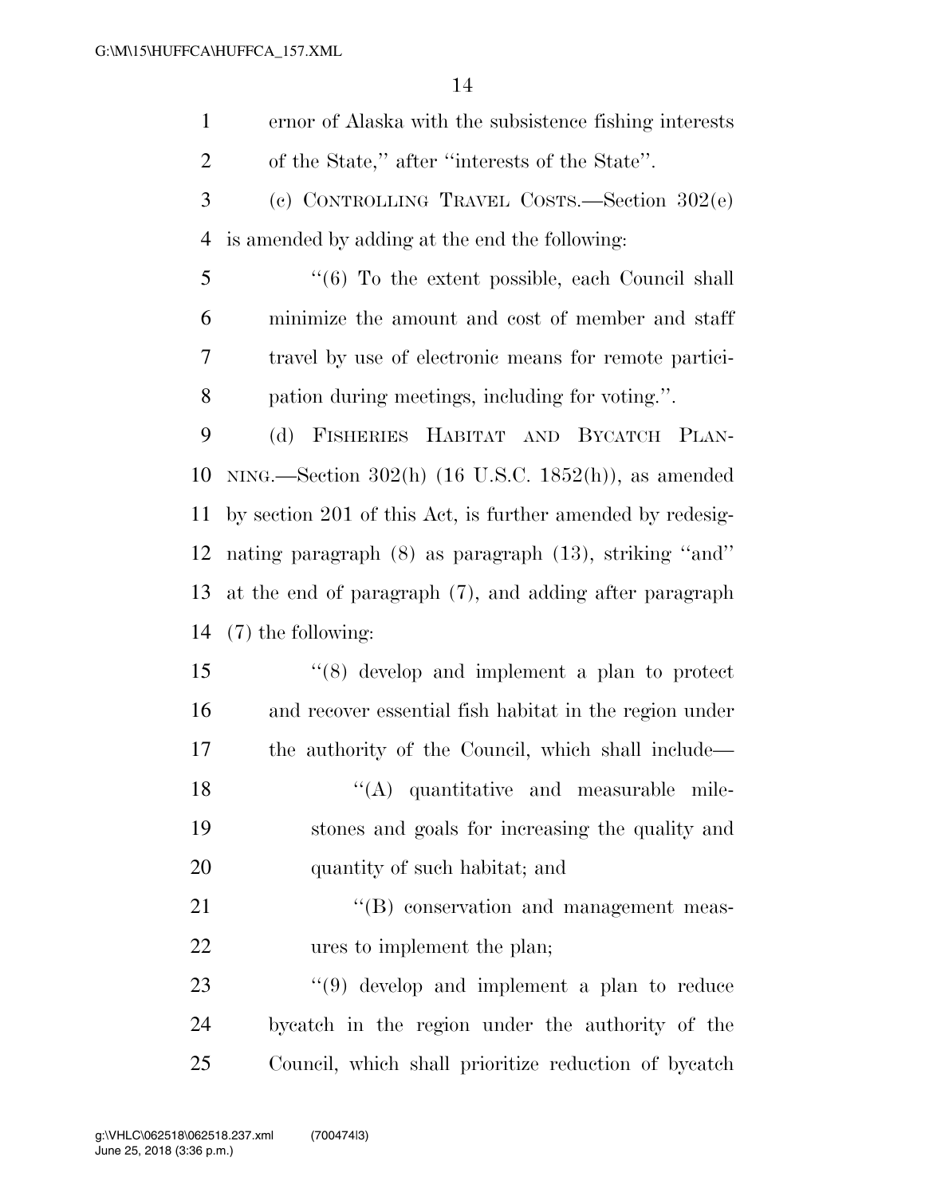ernor of Alaska with the subsistence fishing interests of the State,'' after ''interests of the State''.

(c) CONTROLLING TRAVEL COSTS.—Section 302(e) is amended by adding at the end the following:

''(6) To the extent possible, each Council shall minimize the amount and cost of member and staff travel by use of electronic means for remote participation during meetings, including for voting.''.

(d) FISHERIES HABITAT AND BYCATCH PLANNING.—Section 302(h) (16 U.S.C. 1852(h)), as amended by section 201 of this Act, is further amended by redesignating paragraph (8) as paragraph (13), striking ''and'' at the end of paragraph (7), and adding after paragraph (7) the following:

''(8) develop and implement a plan to protect and recover essential fish habitat in the region under the authority of the Council, which shall include—

''(A) quantitative and measurable milestones and goals for increasing the quality and quantity of such habitat; and

''(B) conservation and management measures to implement the plan;

''(9) develop and implement a plan to reduce bycatch in the region under the authority of the Council, which shall prioritize reduction of bycatch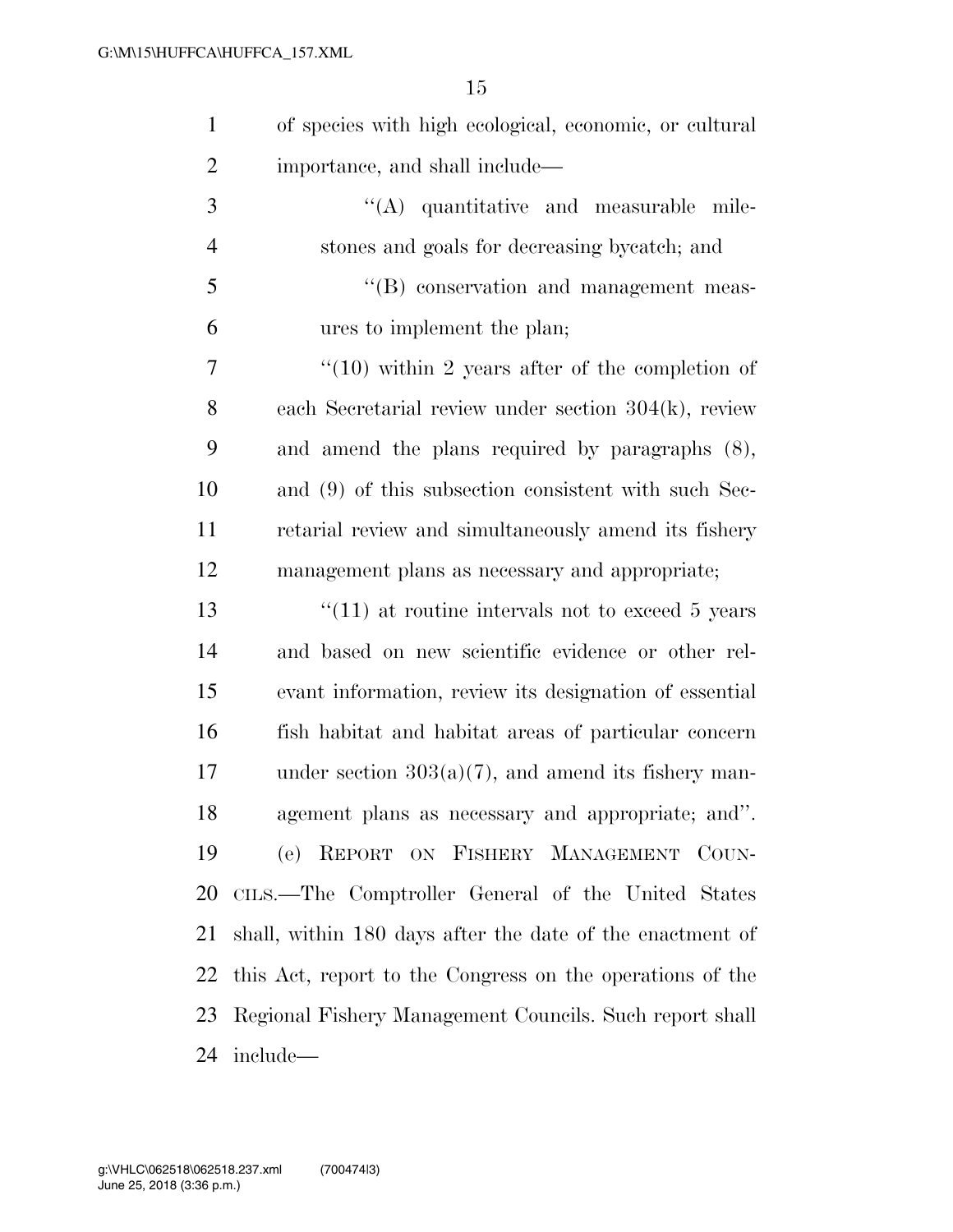of species with high ecological, economic, or cultural importance, and shall include—

''(A) quantitative and measurable milestones and goals for decreasing bycatch; and

''(B) conservation and management measures to implement the plan;

''(10) within 2 years after of the completion of each Secretarial review under section 304(k), review and amend the plans required by paragraphs (8), and (9) of this subsection consistent with such Secretarial review and simultaneously amend its fishery management plans as necessary and appropriate;

''(11) at routine intervals not to exceed 5 years and based on new scientific evidence or other relevant information, review its designation of essential fish habitat and habitat areas of particular concern under section 303(a)(7), and amend its fishery management plans as necessary and appropriate; and''.

(e) REPORT ON FISHERY MANAGEMENT COUNCILS.—The Comptroller General of the United States shall, within 180 days after the date of the enactment of this Act, report to the Congress on the operations of the Regional Fishery Management Councils. Such report shall include—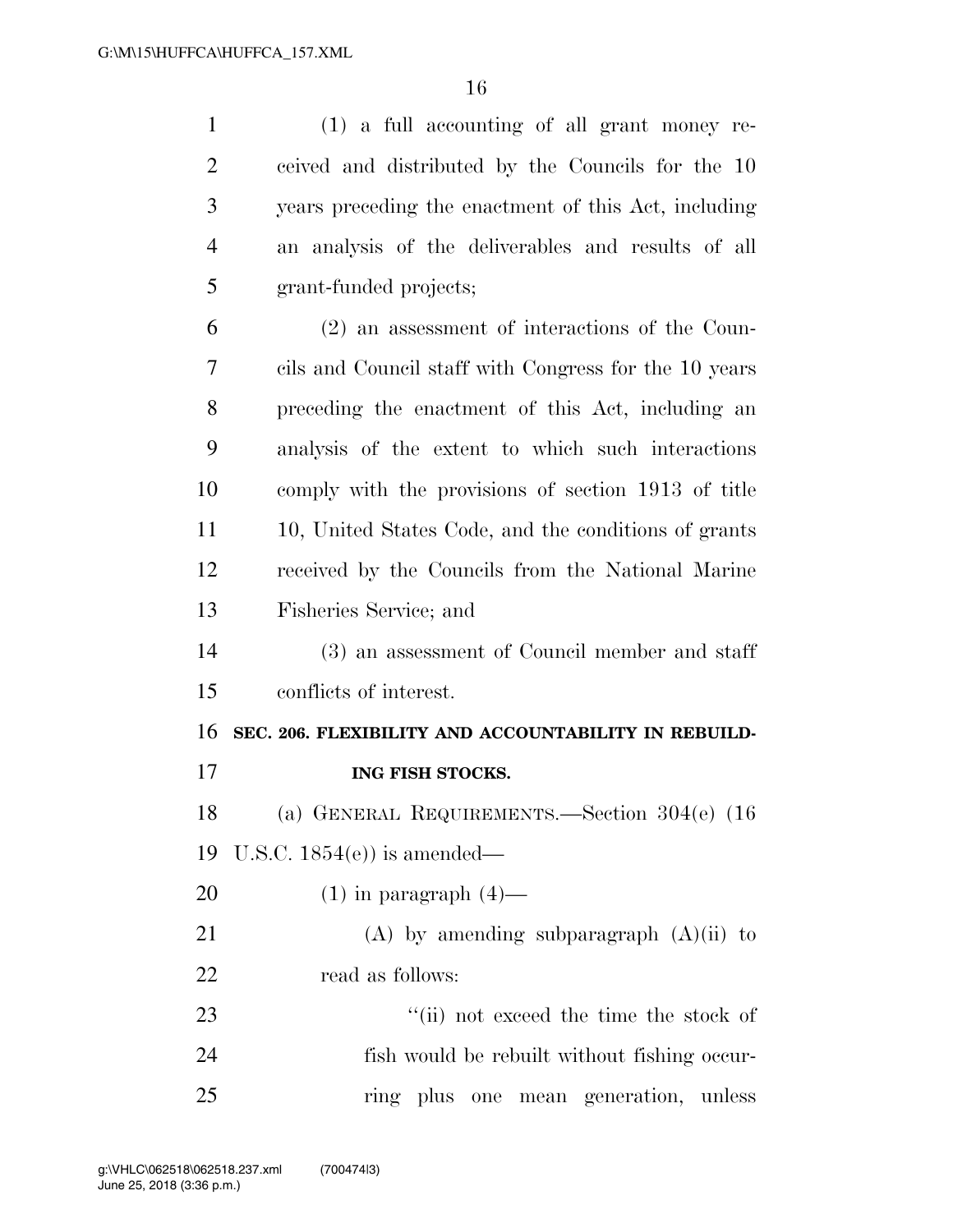(1) a full accounting of all grant money received and distributed by the Councils for the 10 years preceding the enactment of this Act, including an analysis of the deliverables and results of all grant-funded projects;

(2) an assessment of interactions of the Councils and Council staff with Congress for the 10 years preceding the enactment of this Act, including an analysis of the extent to which such interactions comply with the provisions of section 1913 of title 10, United States Code, and the conditions of grants received by the Councils from the National Marine Fisheries Service; and

(3) an assessment of Council member and staff conflicts of interest.

## SEC. 206. FLEXIBILITY AND ACCOUNTABILITY IN REBUILDING FISH STOCKS.

(a) GENERAL REQUIREMENTS.—Section 304(e) (16 U.S.C. 1854(e)) is amended—

(1) in paragraph (4)—

(A) by amending subparagraph (A)(ii) to read as follows:

"(ii) not exceed the time the stock of fish would be rebuilt without fishing occurring plus one mean generation, unless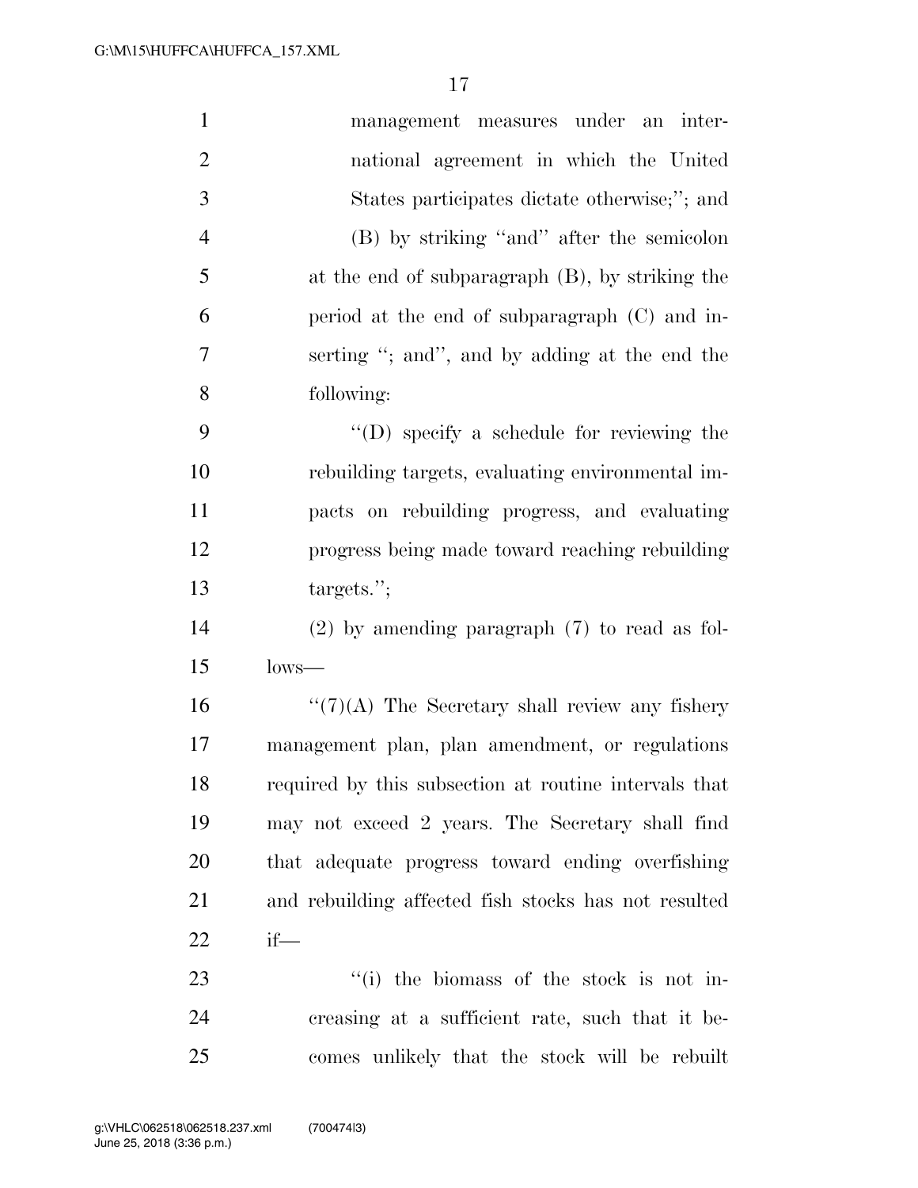management measures under an international agreement in which the United States participates dictate otherwise;''; and

(B) by striking ''and'' after the semicolon at the end of subparagraph (B), by striking the period at the end of subparagraph (C) and inserting ''; and'', and by adding at the end the following:

''(D) specify a schedule for reviewing the rebuilding targets, evaluating environmental impacts on rebuilding progress, and evaluating progress being made toward reaching rebuilding targets.'';

(2) by amending paragraph (7) to read as follows—

''(7)(A) The Secretary shall review any fishery management plan, plan amendment, or regulations required by this subsection at routine intervals that may not exceed 2 years. The Secretary shall find that adequate progress toward ending overfishing and rebuilding affected fish stocks has not resulted if—

''(i) the biomass of the stock is not increasing at a sufficient rate, such that it becomes unlikely that the stock will be rebuilt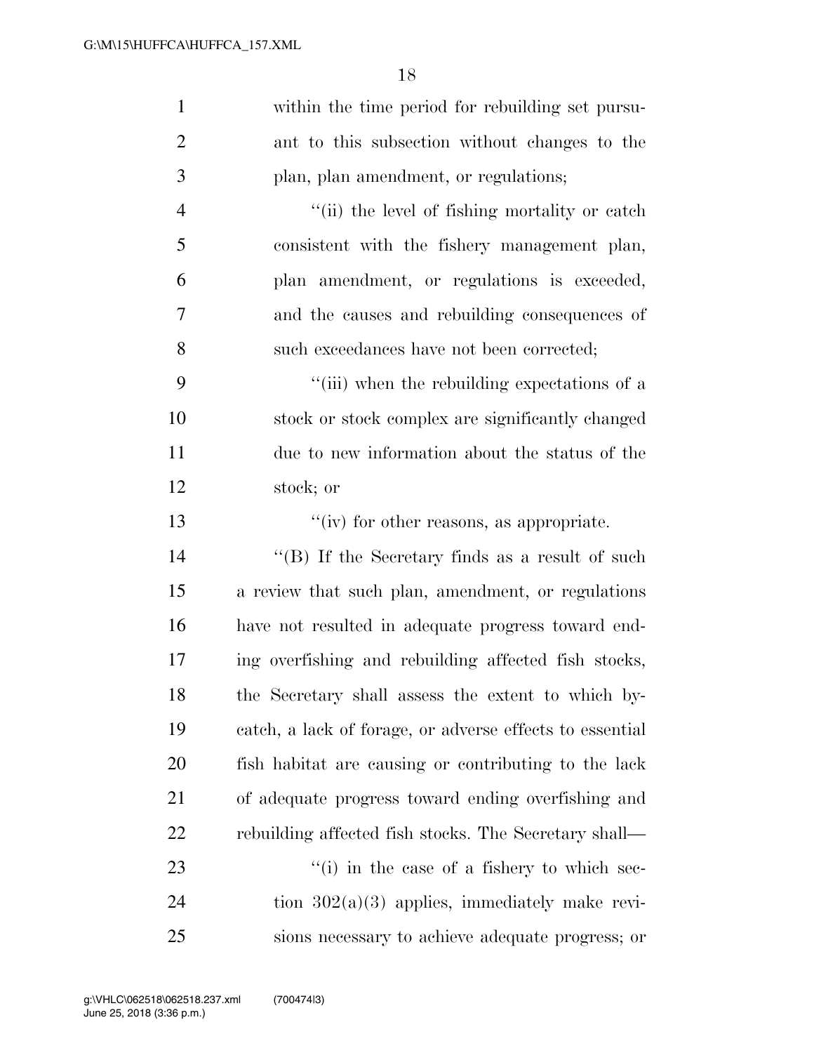within the time period for rebuilding set pursuant to this subsection without changes to the plan, plan amendment, or regulations;

"(ii) the level of fishing mortality or catch consistent with the fishery management plan, plan amendment, or regulations is exceeded, and the causes and rebuilding consequences of such exceedances have not been corrected;

"(iii) when the rebuilding expectations of a stock or stock complex are significantly changed due to new information about the status of the stock; or

"(iv) for other reasons, as appropriate.

"(B) If the Secretary finds as a result of such a review that such plan, amendment, or regulations have not resulted in adequate progress toward ending overfishing and rebuilding affected fish stocks, the Secretary shall assess the extent to which bycatch, a lack of forage, or adverse effects to essential fish habitat are causing or contributing to the lack of adequate progress toward ending overfishing and rebuilding affected fish stocks. The Secretary shall—

"(i) in the case of a fishery to which section 302(a)(3) applies, immediately make revisions necessary to achieve adequate progress; or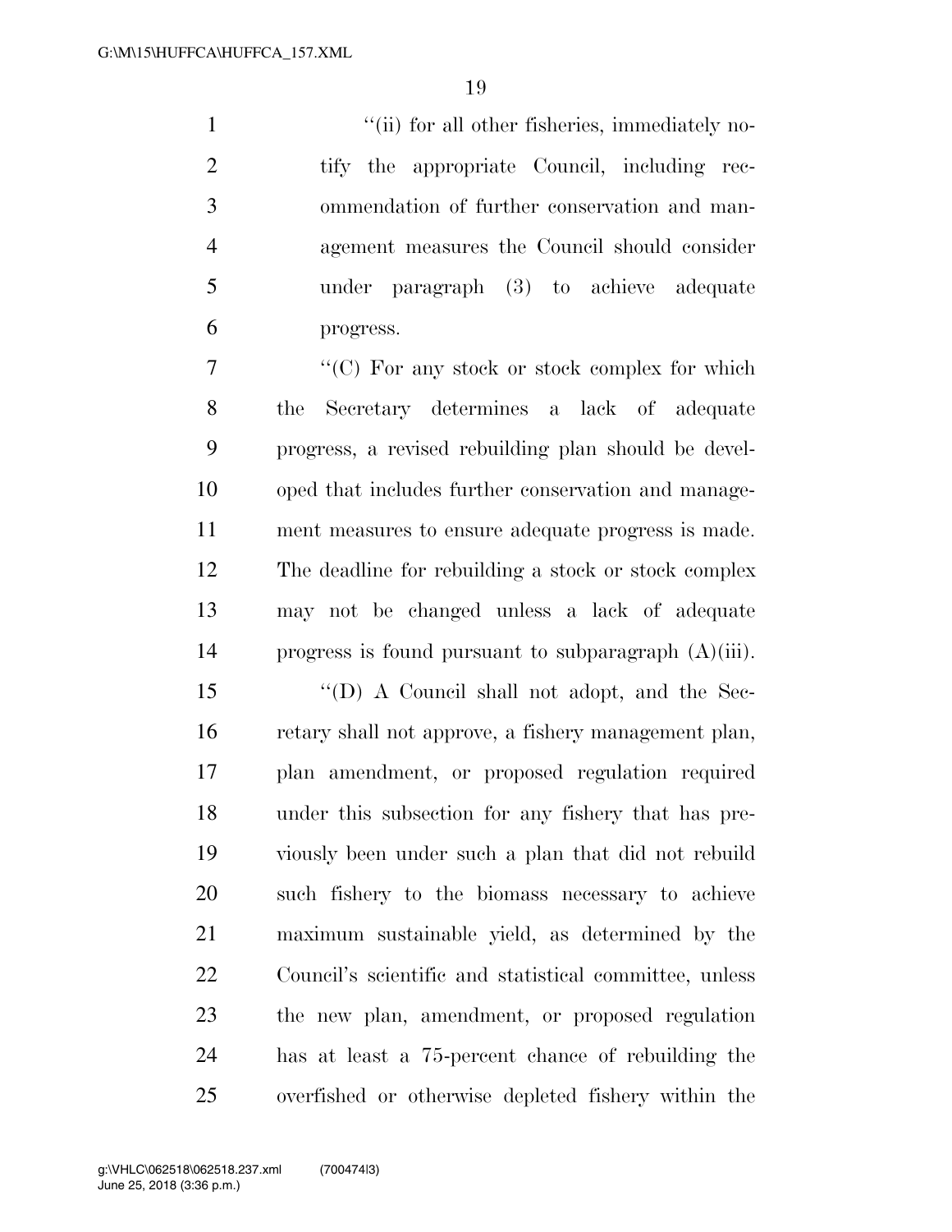''(ii) for all other fisheries, immediately notify the appropriate Council, including recommendation of further conservation and management measures the Council should consider under paragraph (3) to achieve adequate progress.

''(C) For any stock or stock complex for which the Secretary determines a lack of adequate progress, a revised rebuilding plan should be developed that includes further conservation and management measures to ensure adequate progress is made. The deadline for rebuilding a stock or stock complex may not be changed unless a lack of adequate progress is found pursuant to subparagraph (A)(iii).

''(D) A Council shall not adopt, and the Secretary shall not approve, a fishery management plan, plan amendment, or proposed regulation required under this subsection for any fishery that has previously been under such a plan that did not rebuild such fishery to the biomass necessary to achieve maximum sustainable yield, as determined by the Council's scientific and statistical committee, unless the new plan, amendment, or proposed regulation has at least a 75-percent chance of rebuilding the overfished or otherwise depleted fishery within the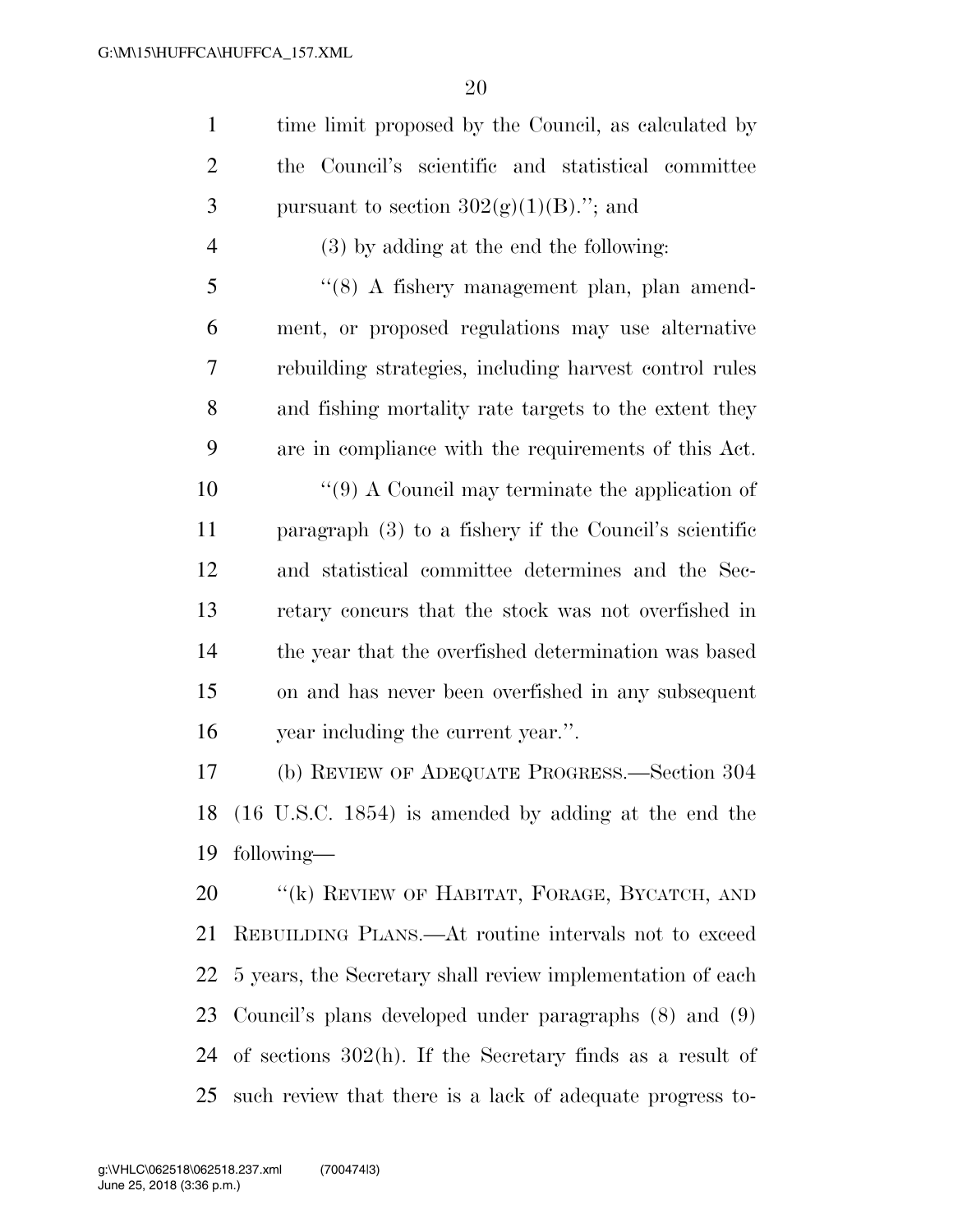time limit proposed by the Council, as calculated by the Council's scientific and statistical committee pursuant to section 302(g)(1)(B).''; and

(3) by adding at the end the following:

''(8) A fishery management plan, plan amendment, or proposed regulations may use alternative rebuilding strategies, including harvest control rules and fishing mortality rate targets to the extent they are in compliance with the requirements of this Act.

''(9) A Council may terminate the application of paragraph (3) to a fishery if the Council's scientific and statistical committee determines and the Secretary concurs that the stock was not overfished in the year that the overfished determination was based on and has never been overfished in any subsequent year including the current year.''.

(b) REVIEW OF ADEQUATE PROGRESS.—Section 304 (16 U.S.C. 1854) is amended by adding at the end the following—

''(k) REVIEW OF HABITAT, FORAGE, BYCATCH, AND REBUILDING PLANS.—At routine intervals not to exceed 5 years, the Secretary shall review implementation of each Council's plans developed under paragraphs (8) and (9) of sections 302(h). If the Secretary finds as a result of such review that there is a lack of adequate progress to-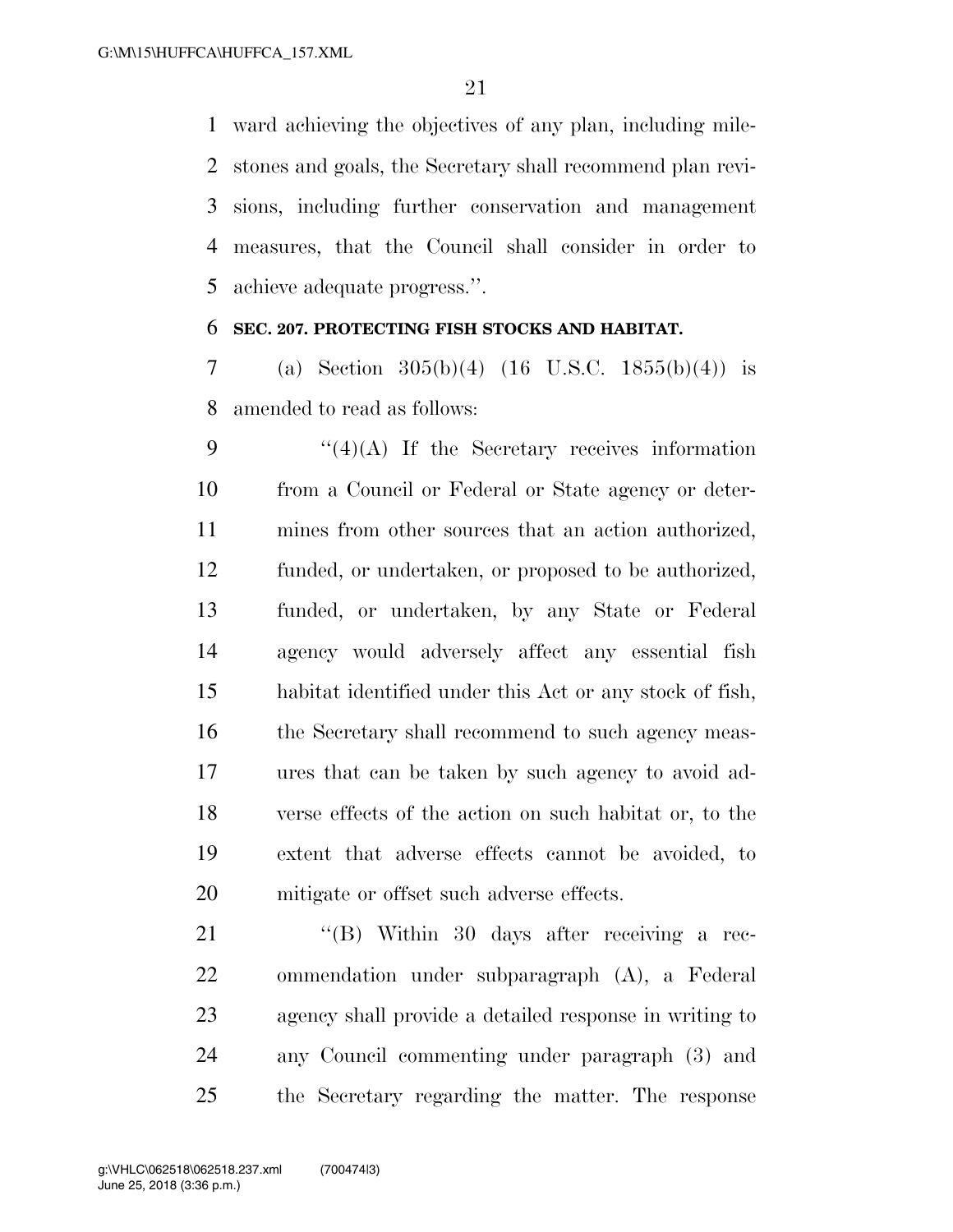ward achieving the objectives of any plan, including milestones and goals, the Secretary shall recommend plan revisions, including further conservation and management measures, that the Council shall consider in order to achieve adequate progress.''.

**SEC. 207. PROTECTING FISH STOCKS AND HABITAT.**

(a) Section 305(b)(4) (16 U.S.C. 1855(b)(4)) is amended to read as follows:

''(4)(A) If the Secretary receives information from a Council or Federal or State agency or determines from other sources that an action authorized, funded, or undertaken, or proposed to be authorized, funded, or undertaken, by any State or Federal agency would adversely affect any essential fish habitat identified under this Act or any stock of fish, the Secretary shall recommend to such agency measures that can be taken by such agency to avoid adverse effects of the action on such habitat or, to the extent that adverse effects cannot be avoided, to mitigate or offset such adverse effects.

''(B) Within 30 days after receiving a recommendation under subparagraph (A), a Federal agency shall provide a detailed response in writing to any Council commenting under paragraph (3) and the Secretary regarding the matter. The response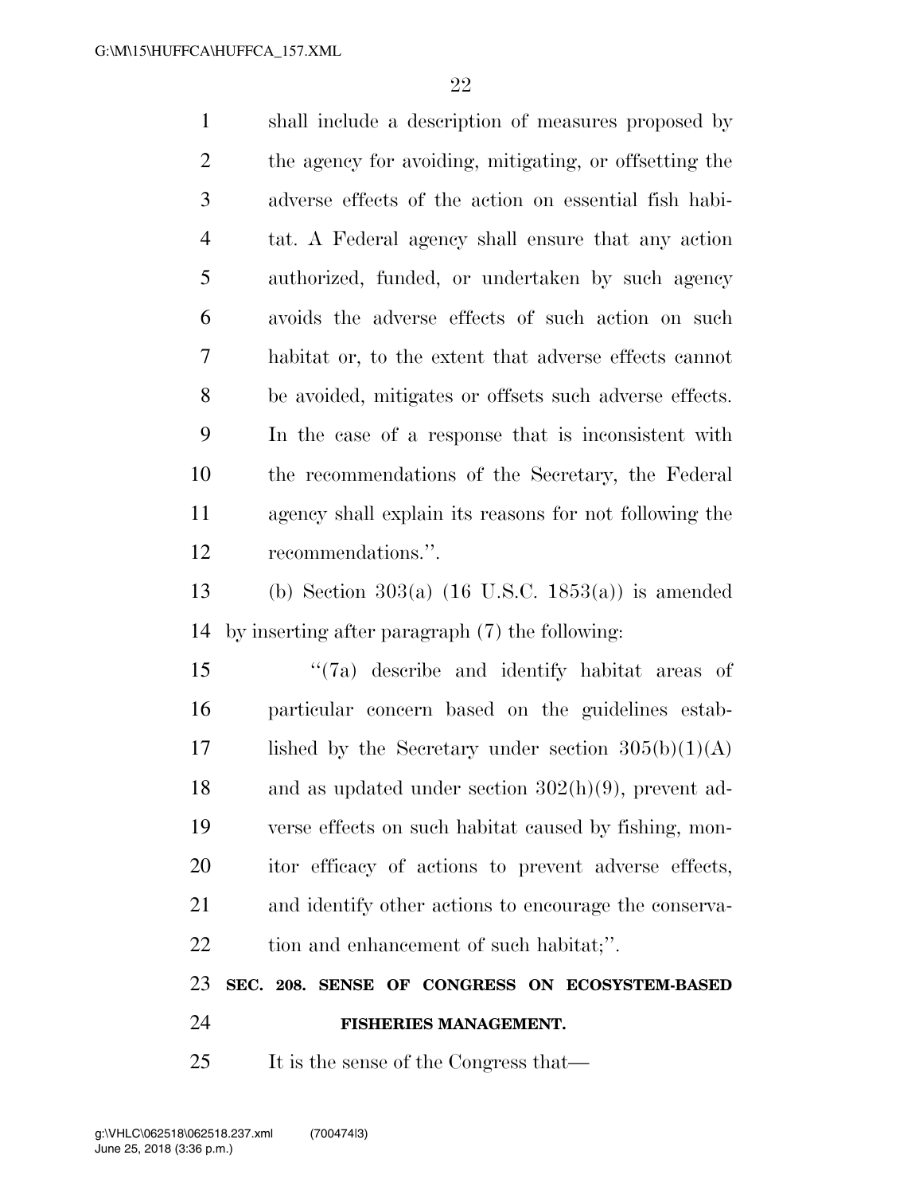shall include a description of measures proposed by the agency for avoiding, mitigating, or offsetting the adverse effects of the action on essential fish habitat. A Federal agency shall ensure that any action authorized, funded, or undertaken by such agency avoids the adverse effects of such action on such habitat or, to the extent that adverse effects cannot be avoided, mitigates or offsets such adverse effects. In the case of a response that is inconsistent with the recommendations of the Secretary, the Federal agency shall explain its reasons for not following the recommendations.''.

(b) Section 303(a) (16 U.S.C. 1853(a)) is amended by inserting after paragraph (7) the following:

''(7a) describe and identify habitat areas of particular concern based on the guidelines established by the Secretary under section 305(b)(1)(A) and as updated under section 302(h)(9), prevent adverse effects on such habitat caused by fishing, monitor efficacy of actions to prevent adverse effects, and identify other actions to encourage the conservation and enhancement of such habitat;''.

**SEC. 208. SENSE OF CONGRESS ON ECOSYSTEM-BASED FISHERIES MANAGEMENT.**

It is the sense of the Congress that—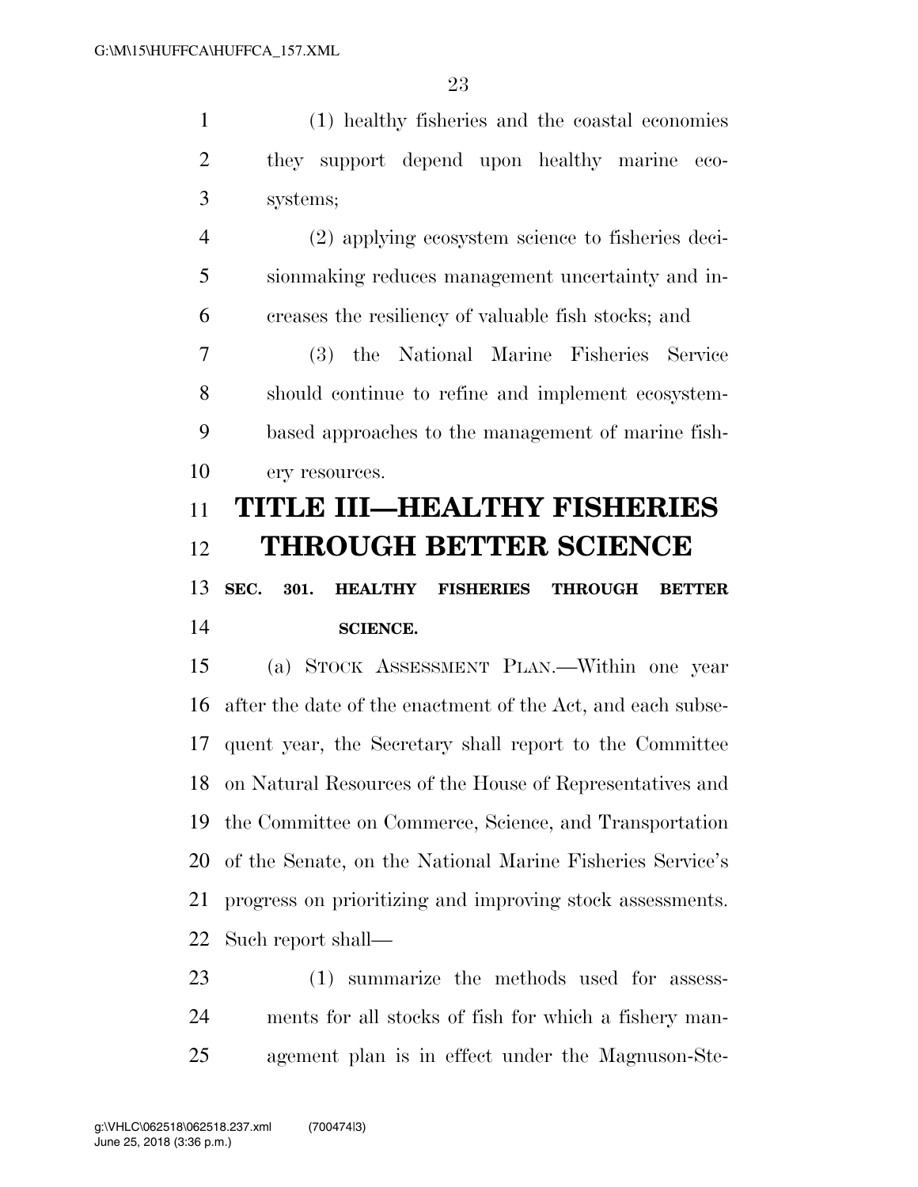(1) healthy fisheries and the coastal economies they support depend upon healthy marine ecosystems;

(2) applying ecosystem science to fisheries decisionmaking reduces management uncertainty and increases the resiliency of valuable fish stocks; and

(3) the National Marine Fisheries Service should continue to refine and implement ecosystem-based approaches to the management of marine fishery resources.

# TITLE III—HEALTHY FISHERIES THROUGH BETTER SCIENCE

## SEC. 301. HEALTHY FISHERIES THROUGH BETTER SCIENCE.

(a) STOCK ASSESSMENT PLAN.—Within one year after the date of the enactment of the Act, and each subsequent year, the Secretary shall report to the Committee on Natural Resources of the House of Representatives and the Committee on Commerce, Science, and Transportation of the Senate, on the National Marine Fisheries Service's progress on prioritizing and improving stock assessments. Such report shall—

(1) summarize the methods used for assessments for all stocks of fish for which a fishery management plan is in effect under the Magnuson-Ste-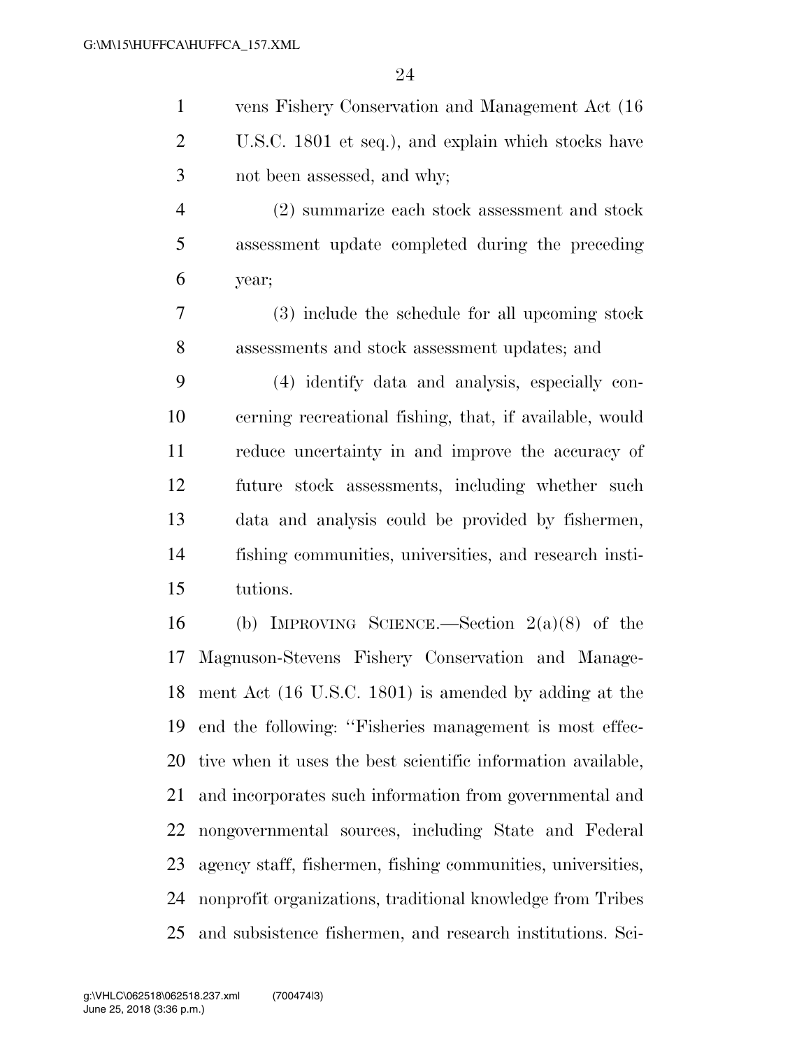vens Fishery Conservation and Management Act (16 U.S.C. 1801 et seq.), and explain which stocks have not been assessed, and why;

(2) summarize each stock assessment and stock assessment update completed during the preceding year;

(3) include the schedule for all upcoming stock assessments and stock assessment updates; and

(4) identify data and analysis, especially concerning recreational fishing, that, if available, would reduce uncertainty in and improve the accuracy of future stock assessments, including whether such data and analysis could be provided by fishermen, fishing communities, universities, and research institutions.

(b) IMPROVING SCIENCE.—Section 2(a)(8) of the Magnuson-Stevens Fishery Conservation and Management Act (16 U.S.C. 1801) is amended by adding at the end the following: ''Fisheries management is most effective when it uses the best scientific information available, and incorporates such information from governmental and nongovernmental sources, including State and Federal agency staff, fishermen, fishing communities, universities, nonprofit organizations, traditional knowledge from Tribes and subsistence fishermen, and research institutions. Sci-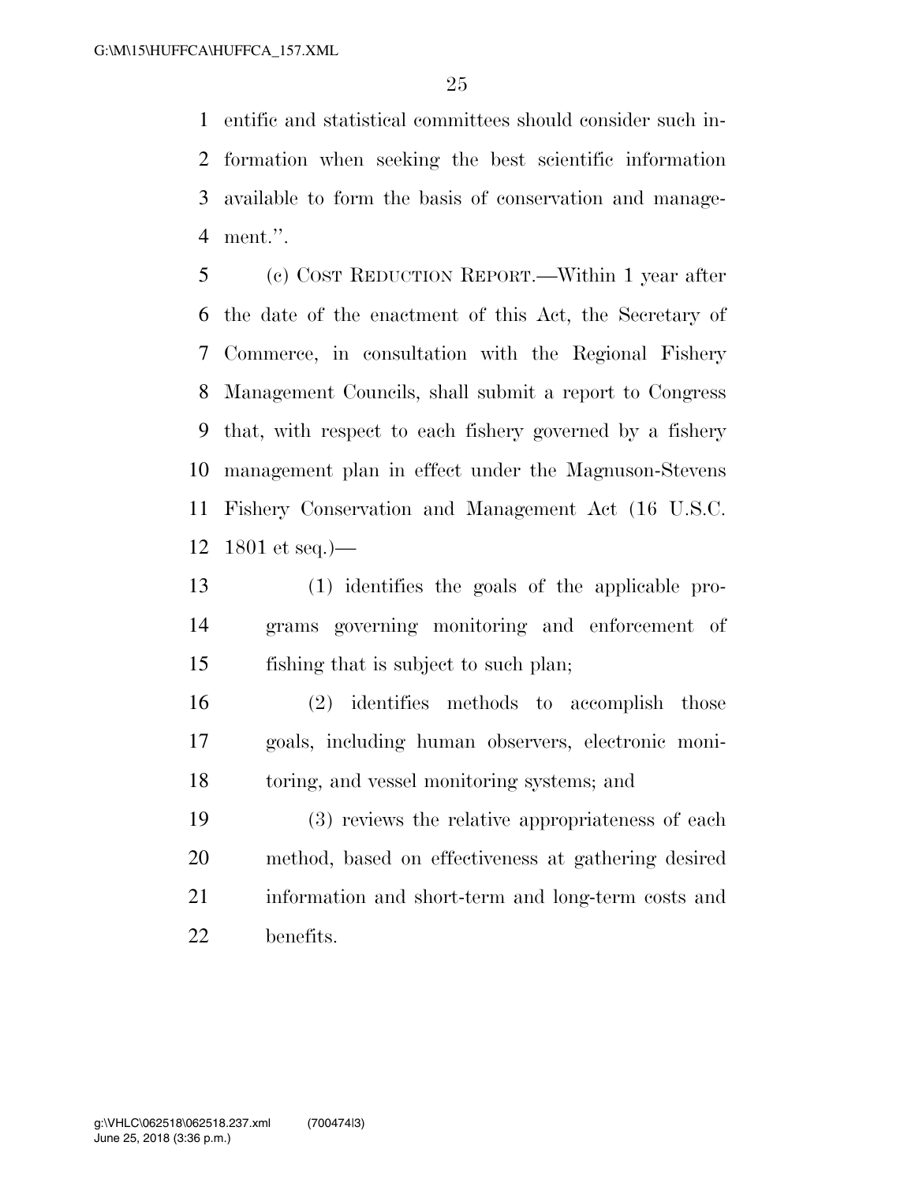entific and statistical committees should consider such information when seeking the best scientific information available to form the basis of conservation and management.''.

(c) COST REDUCTION REPORT.—Within 1 year after the date of the enactment of this Act, the Secretary of Commerce, in consultation with the Regional Fishery Management Councils, shall submit a report to Congress that, with respect to each fishery governed by a fishery management plan in effect under the Magnuson-Stevens Fishery Conservation and Management Act (16 U.S.C. 1801 et seq.)—

(1) identifies the goals of the applicable programs governing monitoring and enforcement of fishing that is subject to such plan;

(2) identifies methods to accomplish those goals, including human observers, electronic monitoring, and vessel monitoring systems; and

(3) reviews the relative appropriateness of each method, based on effectiveness at gathering desired information and short-term and long-term costs and benefits.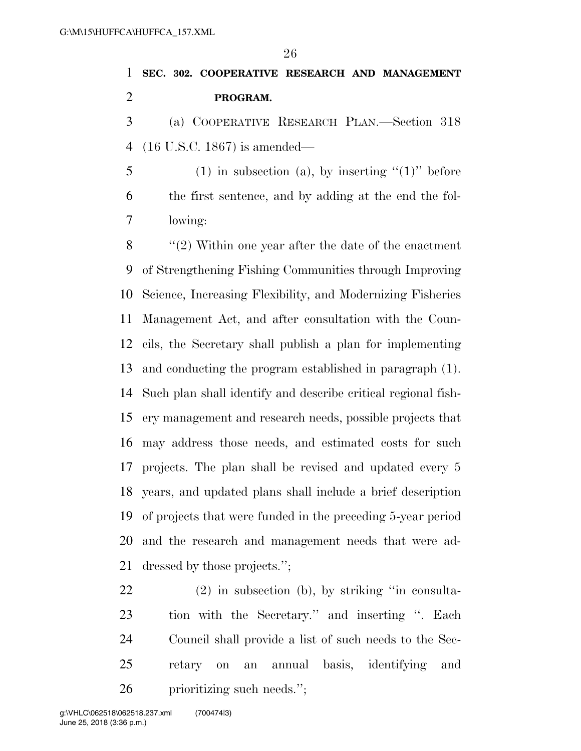**SEC. 302. COOPERATIVE RESEARCH AND MANAGEMENT PROGRAM.**

(a) COOPERATIVE RESEARCH PLAN.—Section 318 (16 U.S.C. 1867) is amended—

(1) in subsection (a), by inserting "(1)" before the first sentence, and by adding at the end the following:

"(2) Within one year after the date of the enactment of Strengthening Fishing Communities through Improving Science, Increasing Flexibility, and Modernizing Fisheries Management Act, and after consultation with the Councils, the Secretary shall publish a plan for implementing and conducting the program established in paragraph (1). Such plan shall identify and describe critical regional fishery management and research needs, possible projects that may address those needs, and estimated costs for such projects. The plan shall be revised and updated every 5 years, and updated plans shall include a brief description of projects that were funded in the preceding 5-year period and the research and management needs that were addressed by those projects.";

(2) in subsection (b), by striking "in consultation with the Secretary." and inserting ". Each Council shall provide a list of such needs to the Secretary on an annual basis, identifying and prioritizing such needs.";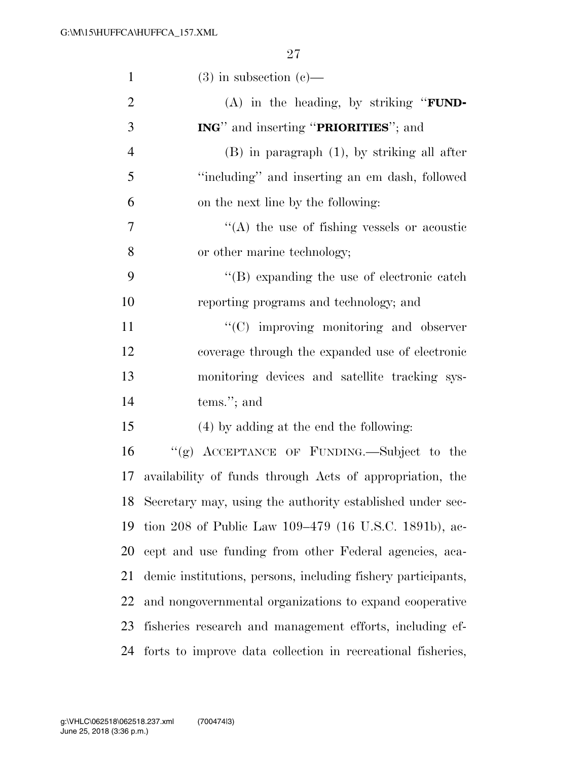(3) in subsection (c)—

(A) in the heading, by striking "**FUNDING**" and inserting "**PRIORITIES**"; and

(B) in paragraph (1), by striking all after "including" and inserting an em dash, followed on the next line by the following:

"(A) the use of fishing vessels or acoustic or other marine technology;

"(B) expanding the use of electronic catch reporting programs and technology; and

"(C) improving monitoring and observer coverage through the expanded use of electronic monitoring devices and satellite tracking systems."; and

(4) by adding at the end the following:

"(g) ACCEPTANCE OF FUNDING.—Subject to the availability of funds through Acts of appropriation, the Secretary may, using the authority established under section 208 of Public Law 109–479 (16 U.S.C. 1891b), accept and use funding from other Federal agencies, academic institutions, persons, including fishery participants, and nongovernmental organizations to expand cooperative fisheries research and management efforts, including efforts to improve data collection in recreational fisheries,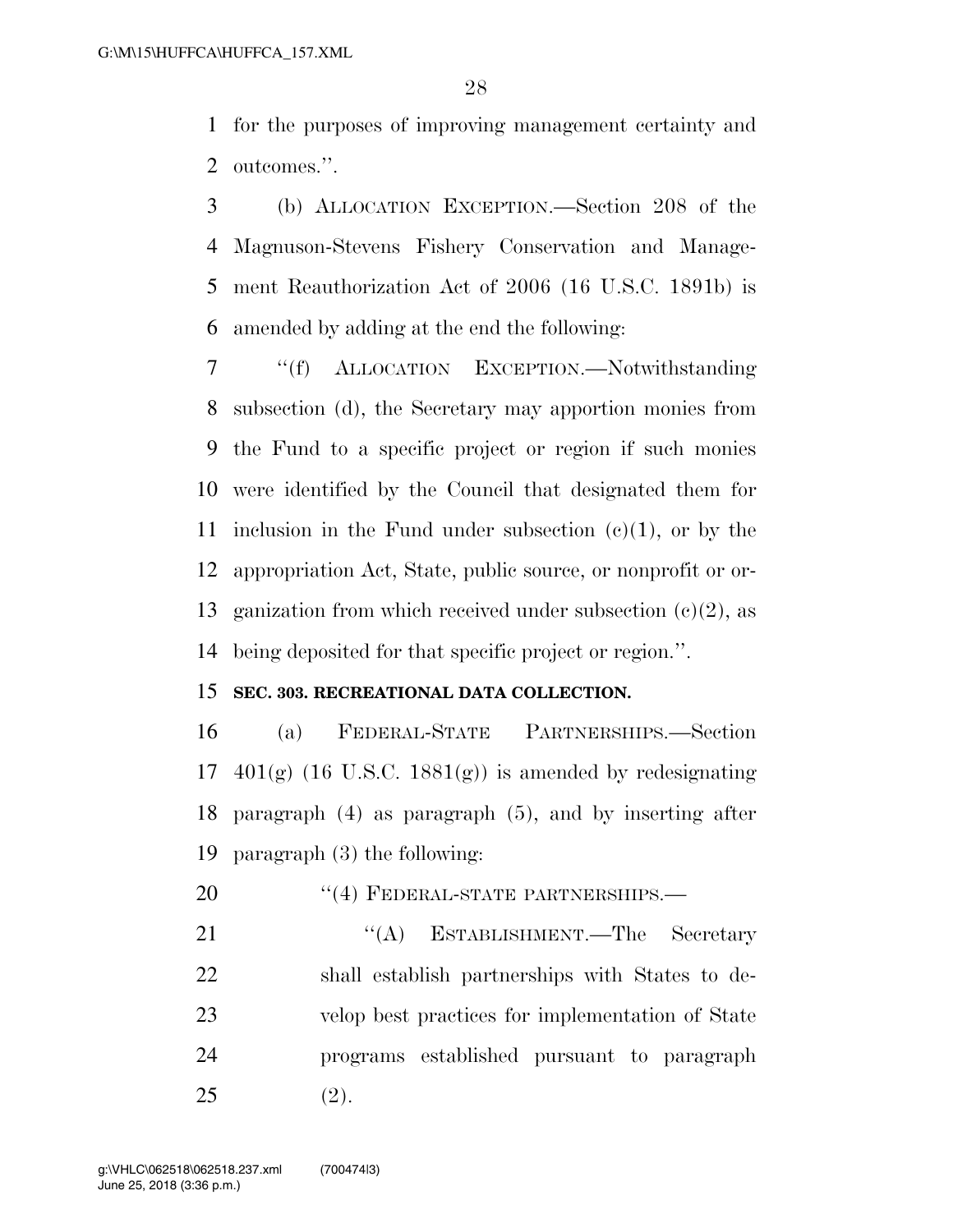for the purposes of improving management certainty and outcomes.''.

(b) ALLOCATION EXCEPTION.—Section 208 of the Magnuson-Stevens Fishery Conservation and Management Reauthorization Act of 2006 (16 U.S.C. 1891b) is amended by adding at the end the following:

''(f) ALLOCATION EXCEPTION.—Notwithstanding subsection (d), the Secretary may apportion monies from the Fund to a specific project or region if such monies were identified by the Council that designated them for inclusion in the Fund under subsection (c)(1), or by the appropriation Act, State, public source, or nonprofit or organization from which received under subsection (c)(2), as being deposited for that specific project or region.''.

**SEC. 303. RECREATIONAL DATA COLLECTION.**

(a) FEDERAL-STATE PARTNERSHIPS.—Section 401(g) (16 U.S.C. 1881(g)) is amended by redesignating paragraph (4) as paragraph (5), and by inserting after paragraph (3) the following:

''(4) FEDERAL-STATE PARTNERSHIPS.—

''(A) ESTABLISHMENT.—The Secretary shall establish partnerships with States to develop best practices for implementation of State programs established pursuant to paragraph (2).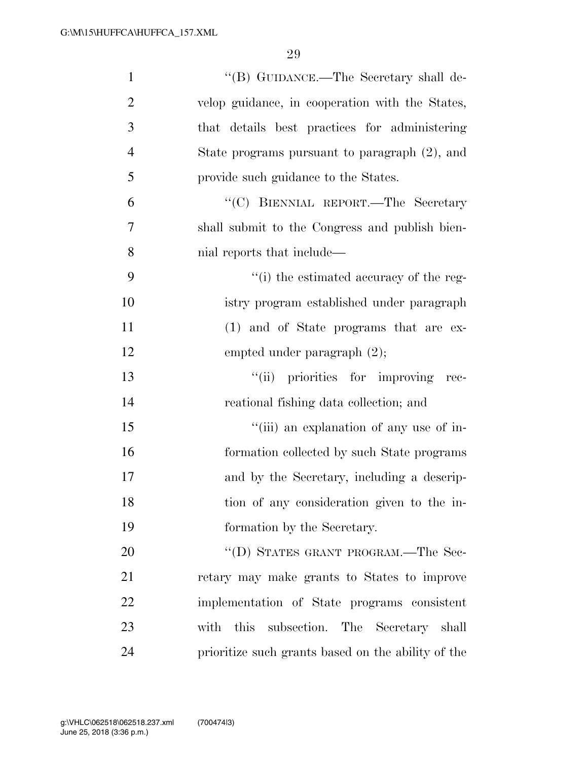''(B) GUIDANCE.—The Secretary shall develop guidance, in cooperation with the States, that details best practices for administering State programs pursuant to paragraph (2), and provide such guidance to the States.

''(C) BIENNIAL REPORT.—The Secretary shall submit to the Congress and publish biennial reports that include—

''(i) the estimated accuracy of the registry program established under paragraph (1) and of State programs that are exempted under paragraph (2);

''(ii) priorities for improving recreational fishing data collection; and

''(iii) an explanation of any use of information collected by such State programs and by the Secretary, including a description of any consideration given to the information by the Secretary.

''(D) STATES GRANT PROGRAM.—The Secretary may make grants to States to improve implementation of State programs consistent with this subsection. The Secretary shall prioritize such grants based on the ability of the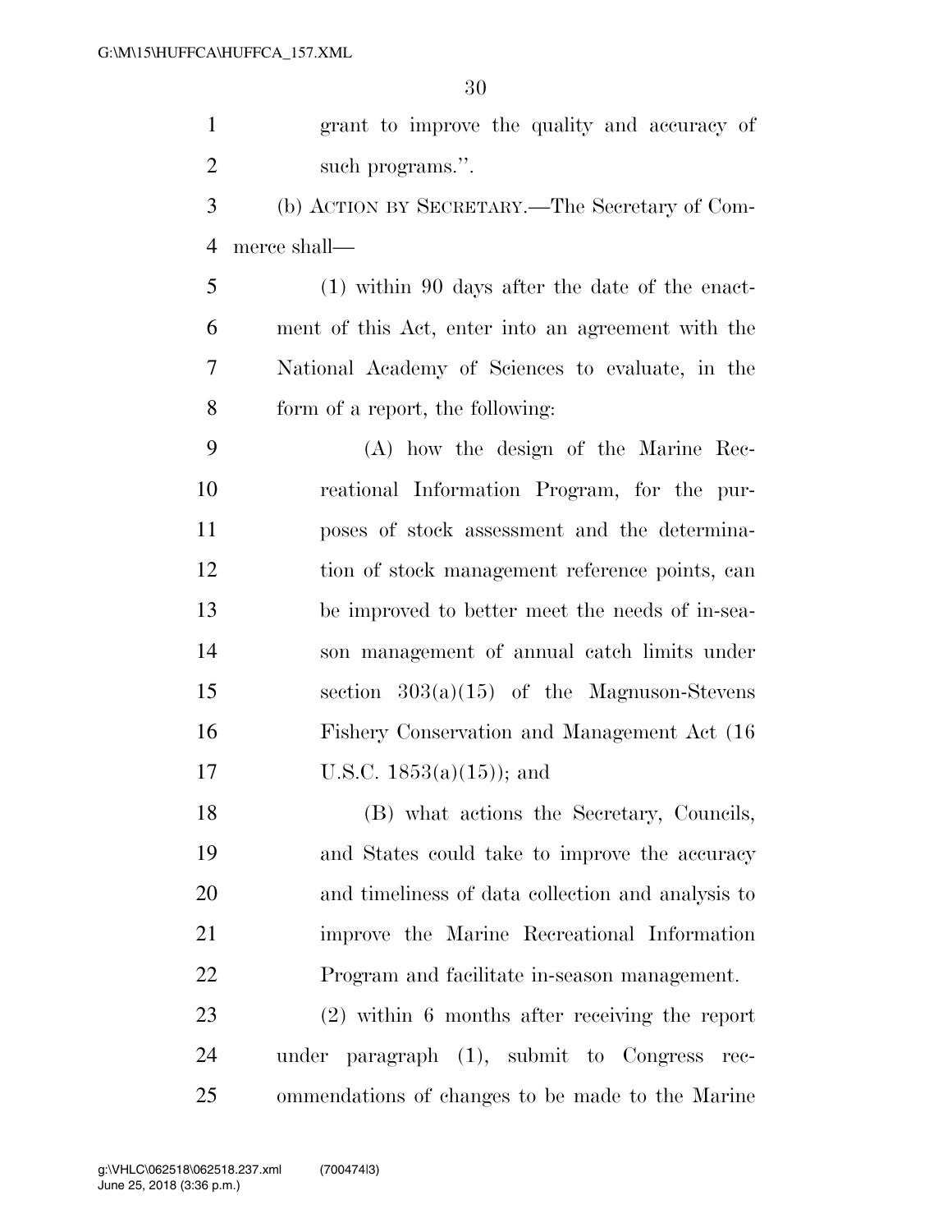grant to improve the quality and accuracy of such programs.''.

(b) ACTION BY SECRETARY.—The Secretary of Commerce shall—

(1) within 90 days after the date of the enactment of this Act, enter into an agreement with the National Academy of Sciences to evaluate, in the form of a report, the following:

(A) how the design of the Marine Recreational Information Program, for the purposes of stock assessment and the determination of stock management reference points, can be improved to better meet the needs of in-season management of annual catch limits under section 303(a)(15) of the Magnuson-Stevens Fishery Conservation and Management Act (16 U.S.C. 1853(a)(15)); and

(B) what actions the Secretary, Councils, and States could take to improve the accuracy and timeliness of data collection and analysis to improve the Marine Recreational Information Program and facilitate in-season management.

(2) within 6 months after receiving the report under paragraph (1), submit to Congress recommendations of changes to be made to the Marine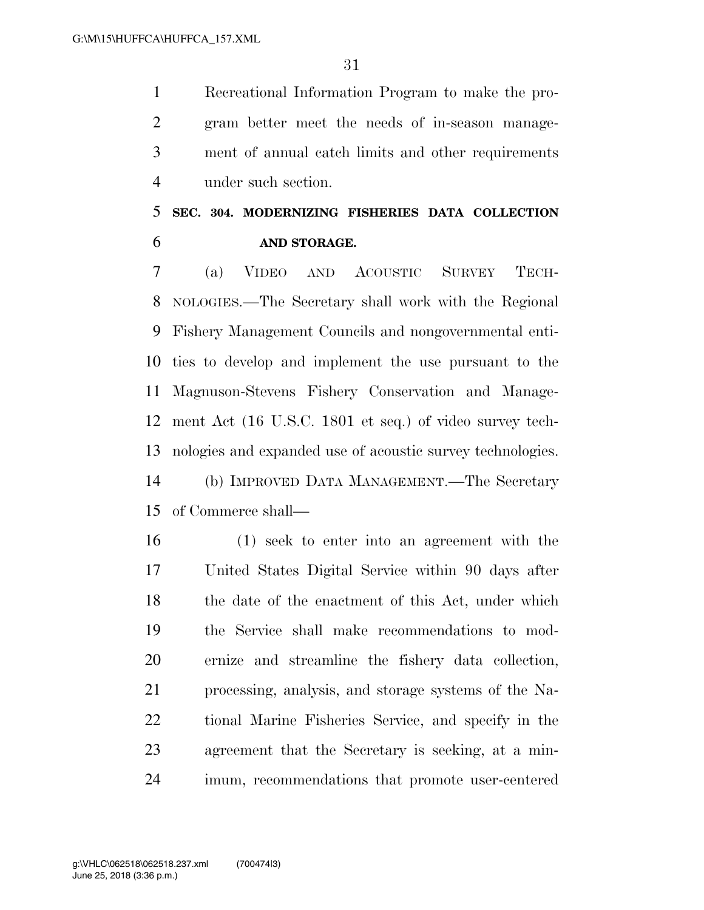Recreational Information Program to make the program better meet the needs of in-season management of annual catch limits and other requirements under such section.

**SEC. 304. MODERNIZING FISHERIES DATA COLLECTION AND STORAGE.**

(a) VIDEO AND ACOUSTIC SURVEY TECHNOLOGIES.—The Secretary shall work with the Regional Fishery Management Councils and nongovernmental entities to develop and implement the use pursuant to the Magnuson-Stevens Fishery Conservation and Management Act (16 U.S.C. 1801 et seq.) of video survey technologies and expanded use of acoustic survey technologies.

(b) IMPROVED DATA MANAGEMENT.—The Secretary of Commerce shall—

(1) seek to enter into an agreement with the United States Digital Service within 90 days after the date of the enactment of this Act, under which the Service shall make recommendations to modernize and streamline the fishery data collection, processing, analysis, and storage systems of the National Marine Fisheries Service, and specify in the agreement that the Secretary is seeking, at a minimum, recommendations that promote user-centered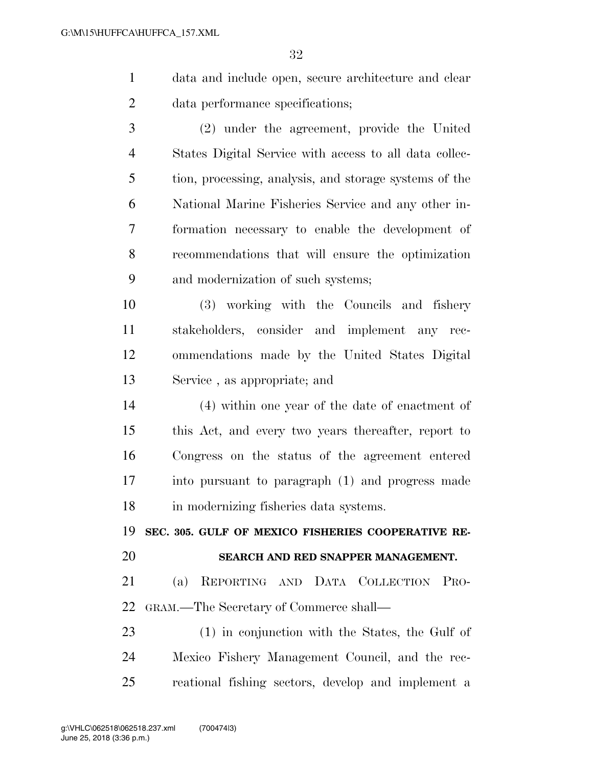data and include open, secure architecture and clear data performance specifications;

(2) under the agreement, provide the United States Digital Service with access to all data collection, processing, analysis, and storage systems of the National Marine Fisheries Service and any other information necessary to enable the development of recommendations that will ensure the optimization and modernization of such systems;

(3) working with the Councils and fishery stakeholders, consider and implement any recommendations made by the United States Digital Service , as appropriate; and

(4) within one year of the date of enactment of this Act, and every two years thereafter, report to Congress on the status of the agreement entered into pursuant to paragraph (1) and progress made in modernizing fisheries data systems.

**SEC. 305. GULF OF MEXICO FISHERIES COOPERATIVE RESEARCH AND RED SNAPPER MANAGEMENT.**

(a) REPORTING AND DATA COLLECTION PROGRAM.—The Secretary of Commerce shall—

(1) in conjunction with the States, the Gulf of Mexico Fishery Management Council, and the recreational fishing sectors, develop and implement a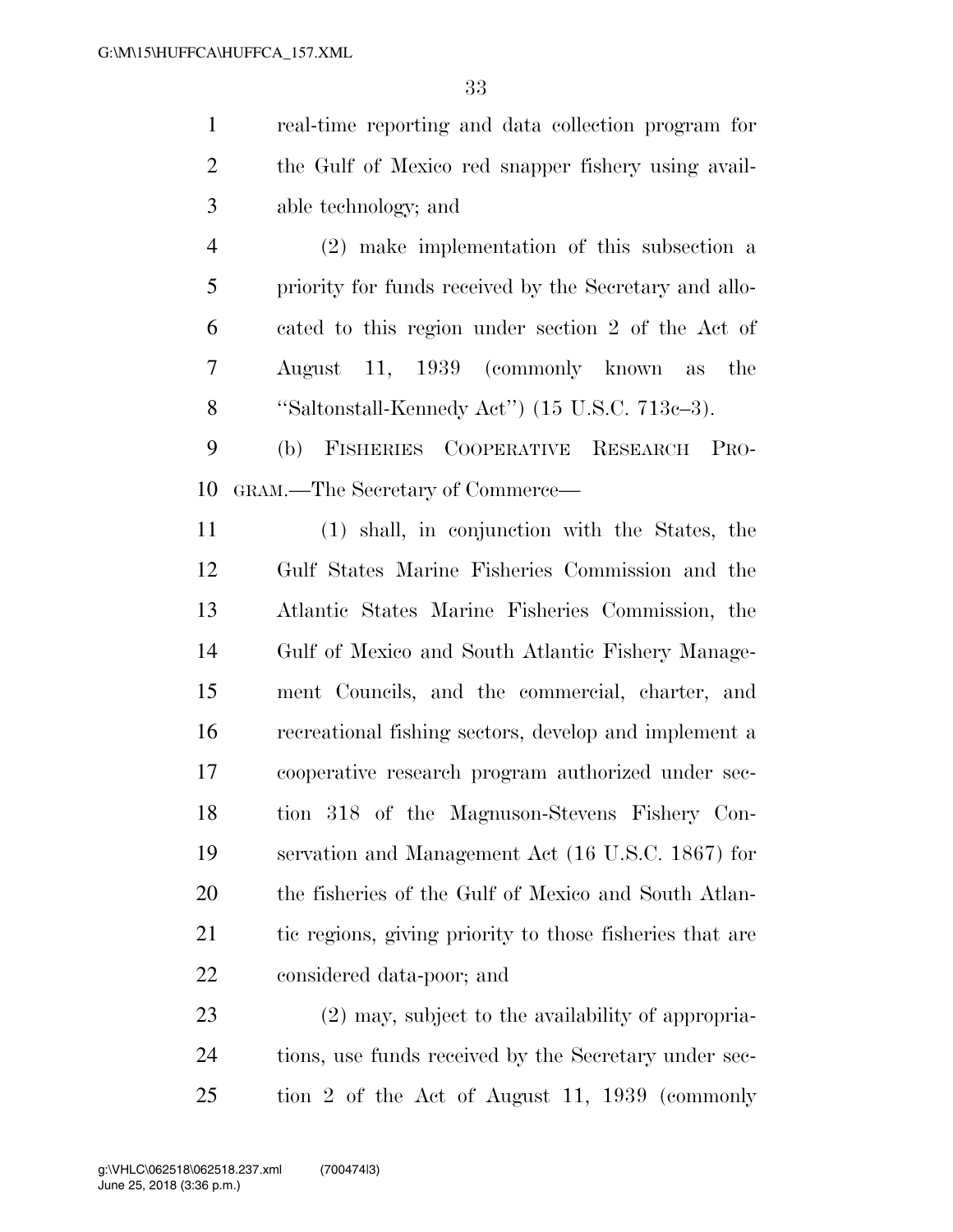real-time reporting and data collection program for the Gulf of Mexico red snapper fishery using available technology; and

(2) make implementation of this subsection a priority for funds received by the Secretary and allocated to this region under section 2 of the Act of August 11, 1939 (commonly known as the ''Saltonstall-Kennedy Act'') (15 U.S.C. 713c–3).

(b) FISHERIES COOPERATIVE RESEARCH PROGRAM.—The Secretary of Commerce—

(1) shall, in conjunction with the States, the Gulf States Marine Fisheries Commission and the Atlantic States Marine Fisheries Commission, the Gulf of Mexico and South Atlantic Fishery Management Councils, and the commercial, charter, and recreational fishing sectors, develop and implement a cooperative research program authorized under section 318 of the Magnuson-Stevens Fishery Conservation and Management Act (16 U.S.C. 1867) for the fisheries of the Gulf of Mexico and South Atlantic regions, giving priority to those fisheries that are considered data-poor; and

(2) may, subject to the availability of appropriations, use funds received by the Secretary under section 2 of the Act of August 11, 1939 (commonly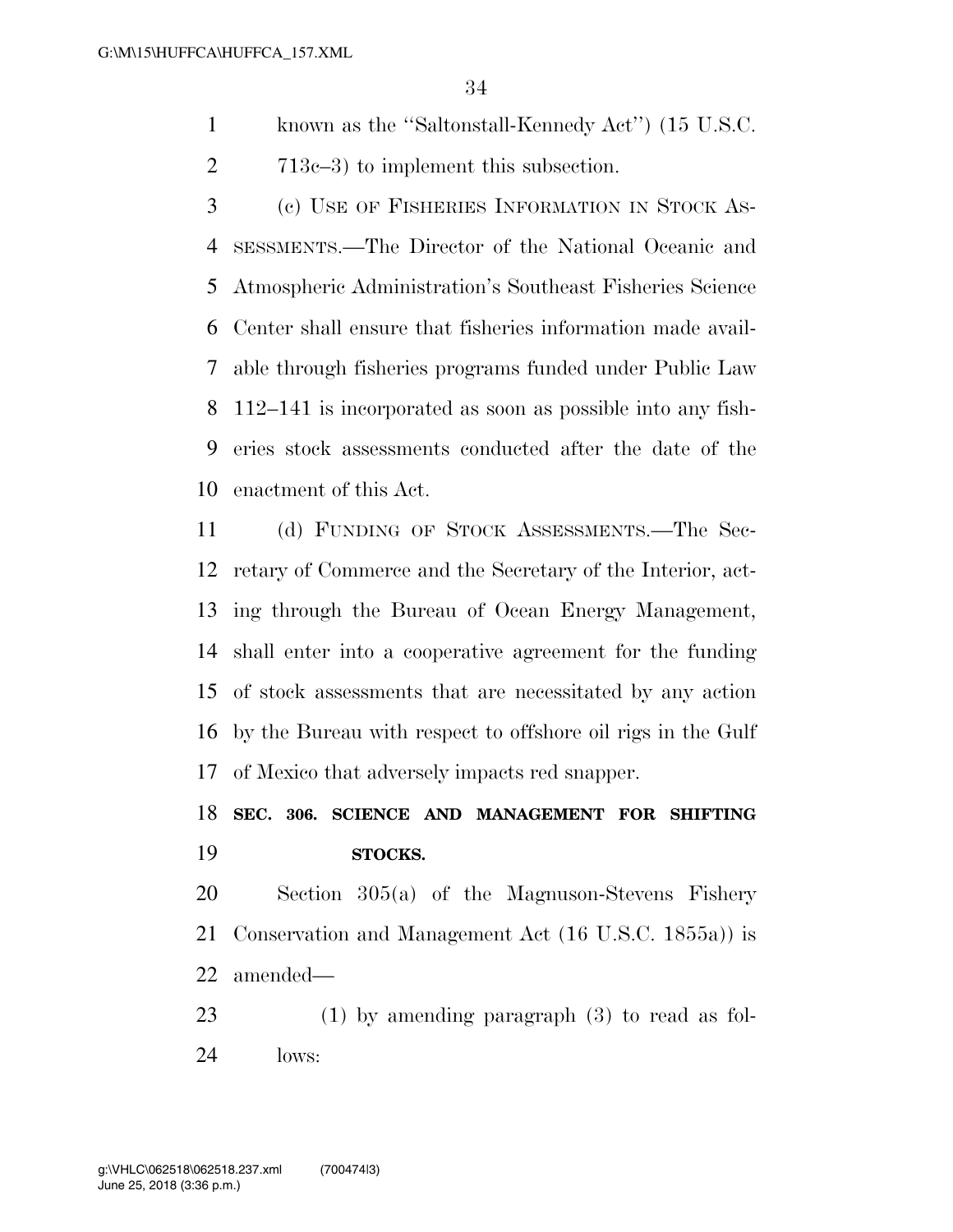known as the "Saltonstall-Kennedy Act") (15 U.S.C. 713c–3) to implement this subsection.

(c) USE OF FISHERIES INFORMATION IN STOCK ASSESSMENTS.—The Director of the National Oceanic and Atmospheric Administration's Southeast Fisheries Science Center shall ensure that fisheries information made available through fisheries programs funded under Public Law 112–141 is incorporated as soon as possible into any fisheries stock assessments conducted after the date of the enactment of this Act.

(d) FUNDING OF STOCK ASSESSMENTS.—The Secretary of Commerce and the Secretary of the Interior, acting through the Bureau of Ocean Energy Management, shall enter into a cooperative agreement for the funding of stock assessments that are necessitated by any action by the Bureau with respect to offshore oil rigs in the Gulf of Mexico that adversely impacts red snapper.

**SEC. 306. SCIENCE AND MANAGEMENT FOR SHIFTING STOCKS.**

Section 305(a) of the Magnuson-Stevens Fishery Conservation and Management Act (16 U.S.C. 1855a)) is amended—

(1) by amending paragraph (3) to read as follows: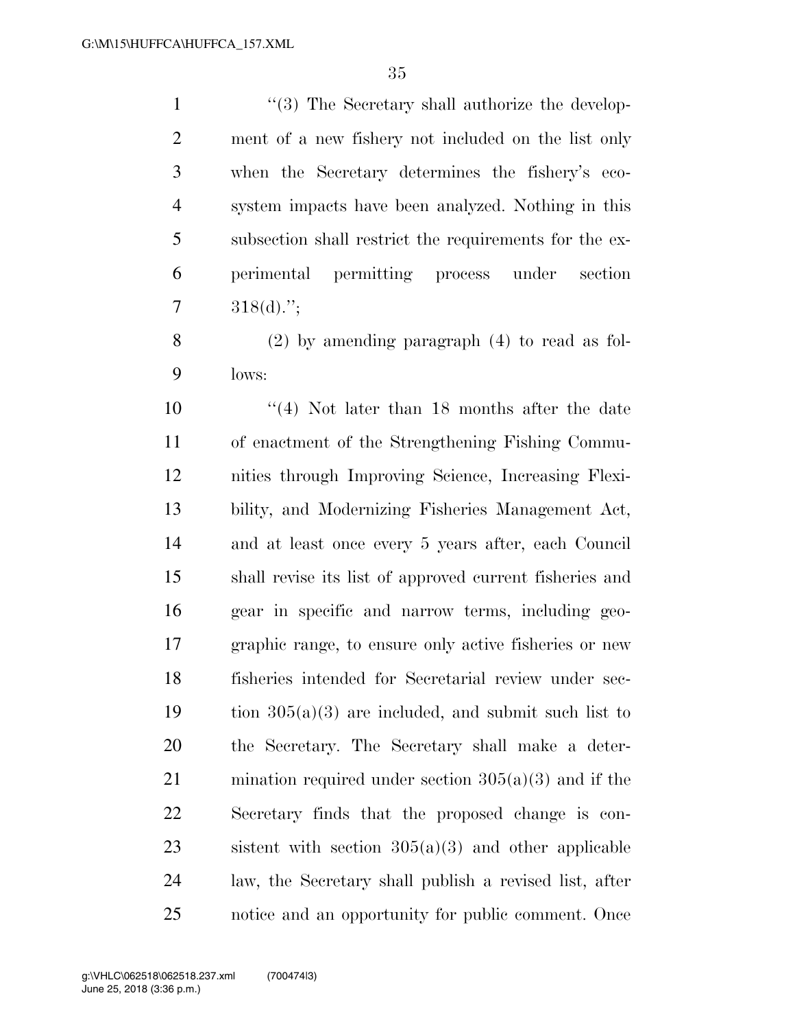"(3) The Secretary shall authorize the development of a new fishery not included on the list only when the Secretary determines the fishery's ecosystem impacts have been analyzed. Nothing in this subsection shall restrict the requirements for the experimental permitting process under section 318(d).";

(2) by amending paragraph (4) to read as follows:

"(4) Not later than 18 months after the date of enactment of the Strengthening Fishing Communities through Improving Science, Increasing Flexibility, and Modernizing Fisheries Management Act, and at least once every 5 years after, each Council shall revise its list of approved current fisheries and gear in specific and narrow terms, including geographic range, to ensure only active fisheries or new fisheries intended for Secretarial review under section 305(a)(3) are included, and submit such list to the Secretary. The Secretary shall make a determination required under section 305(a)(3) and if the Secretary finds that the proposed change is consistent with section 305(a)(3) and other applicable law, the Secretary shall publish a revised list, after notice and an opportunity for public comment. Once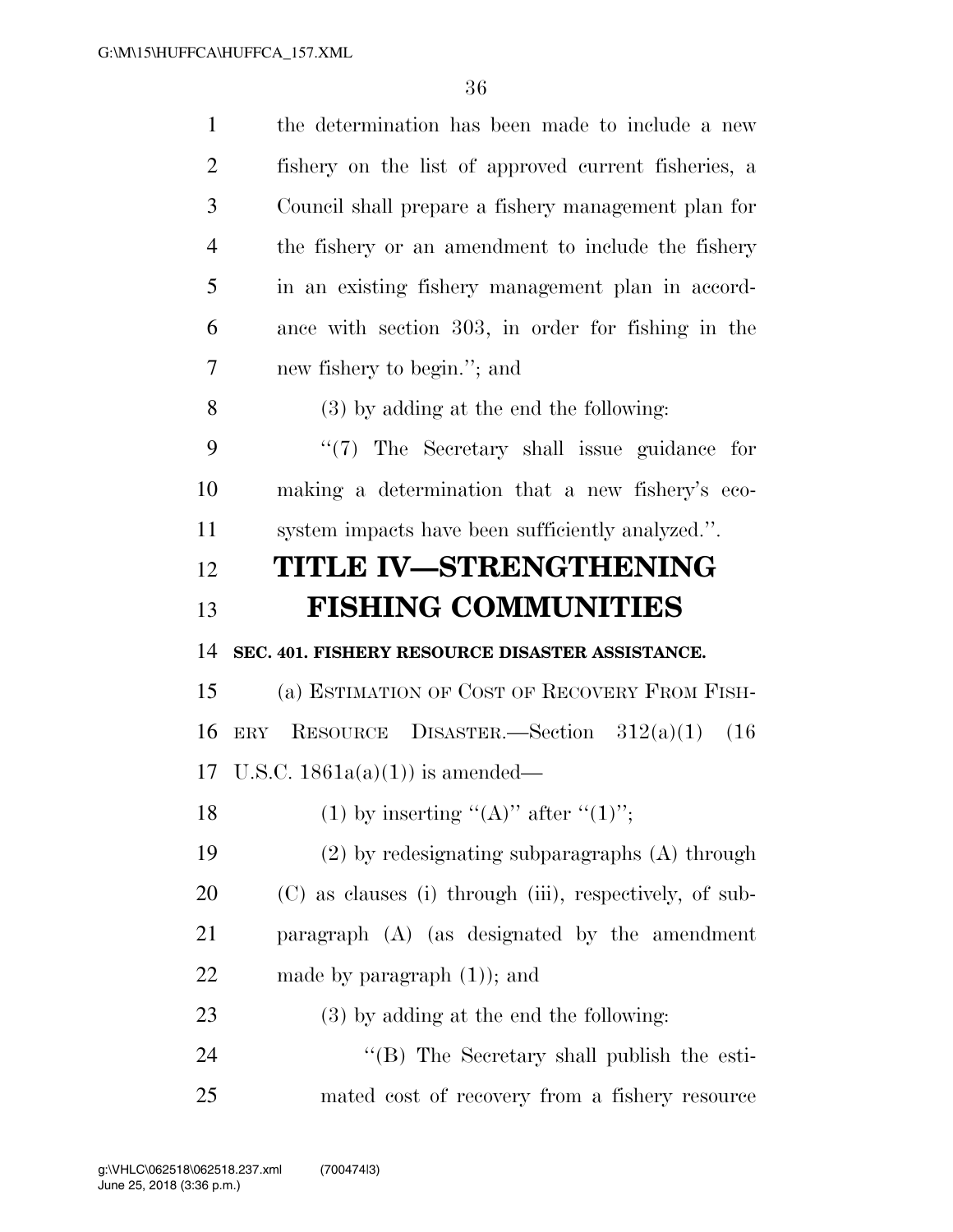the determination has been made to include a new fishery on the list of approved current fisheries, a Council shall prepare a fishery management plan for the fishery or an amendment to include the fishery in an existing fishery management plan in accordance with section 303, in order for fishing in the new fishery to begin.''; and

(3) by adding at the end the following:

''(7) The Secretary shall issue guidance for making a determination that a new fishery's ecosystem impacts have been sufficiently analyzed.''.

# TITLE IV—STRENGTHENING FISHING COMMUNITIES

### SEC. 401. FISHERY RESOURCE DISASTER ASSISTANCE.

(a) ESTIMATION OF COST OF RECOVERY FROM FISHERY RESOURCE DISASTER.—Section 312(a)(1) (16 U.S.C. 1861a(a)(1)) is amended—

(1) by inserting ''(A)'' after ''(1)'';

(2) by redesignating subparagraphs (A) through (C) as clauses (i) through (iii), respectively, of subparagraph (A) (as designated by the amendment made by paragraph (1)); and

(3) by adding at the end the following:

''(B) The Secretary shall publish the estimated cost of recovery from a fishery resource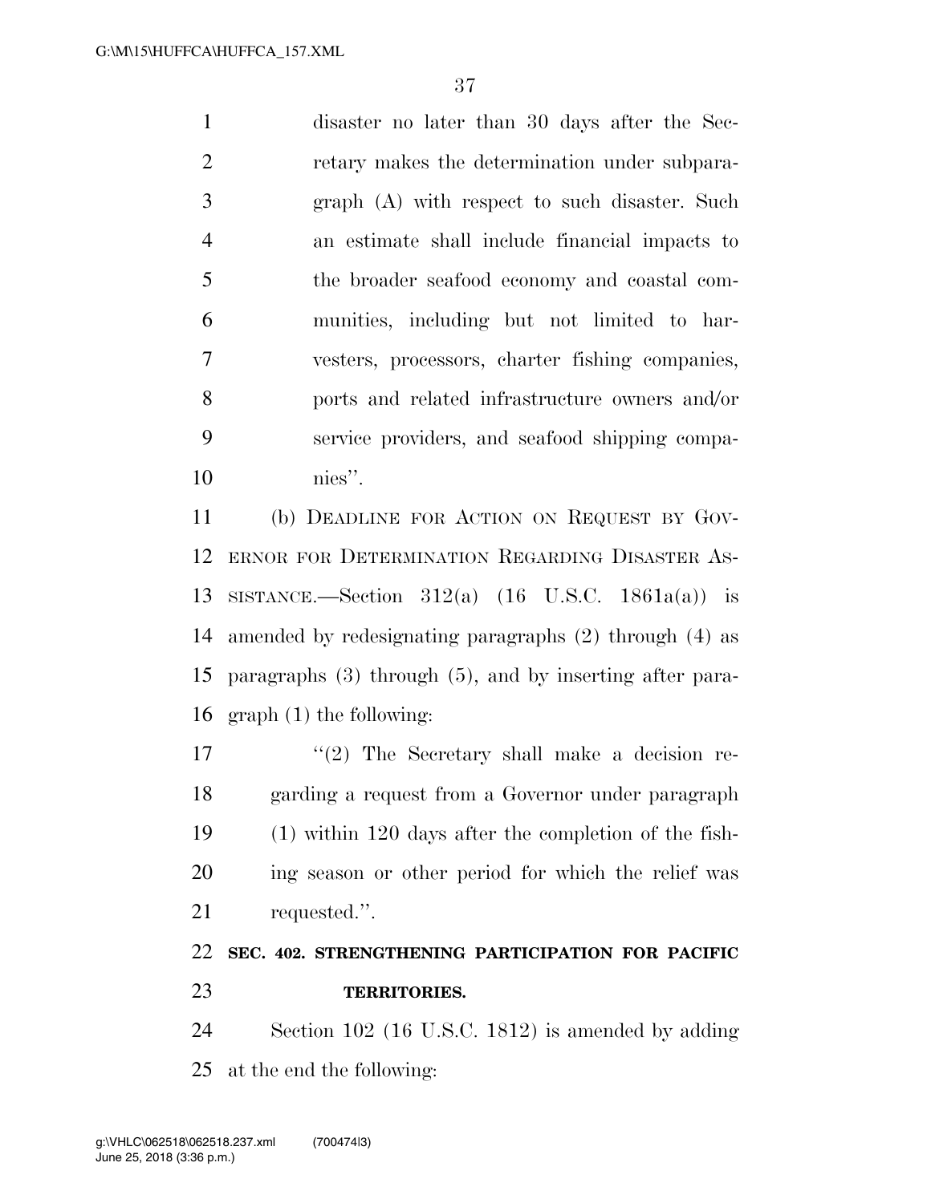disaster no later than 30 days after the Secretary makes the determination under subparagraph (A) with respect to such disaster. Such an estimate shall include financial impacts to the broader seafood economy and coastal communities, including but not limited to harvesters, processors, charter fishing companies, ports and related infrastructure owners and/or service providers, and seafood shipping companies''.

(b) DEADLINE FOR ACTION ON REQUEST BY GOVERNOR FOR DETERMINATION REGARDING DISASTER ASSISTANCE.—Section 312(a) (16 U.S.C. 1861a(a)) is amended by redesignating paragraphs (2) through (4) as paragraphs (3) through (5), and by inserting after paragraph (1) the following:

''(2) The Secretary shall make a decision regarding a request from a Governor under paragraph (1) within 120 days after the completion of the fishing season or other period for which the relief was requested.''.

**SEC. 402. STRENGTHENING PARTICIPATION FOR PACIFIC TERRITORIES.**

Section 102 (16 U.S.C. 1812) is amended by adding at the end the following: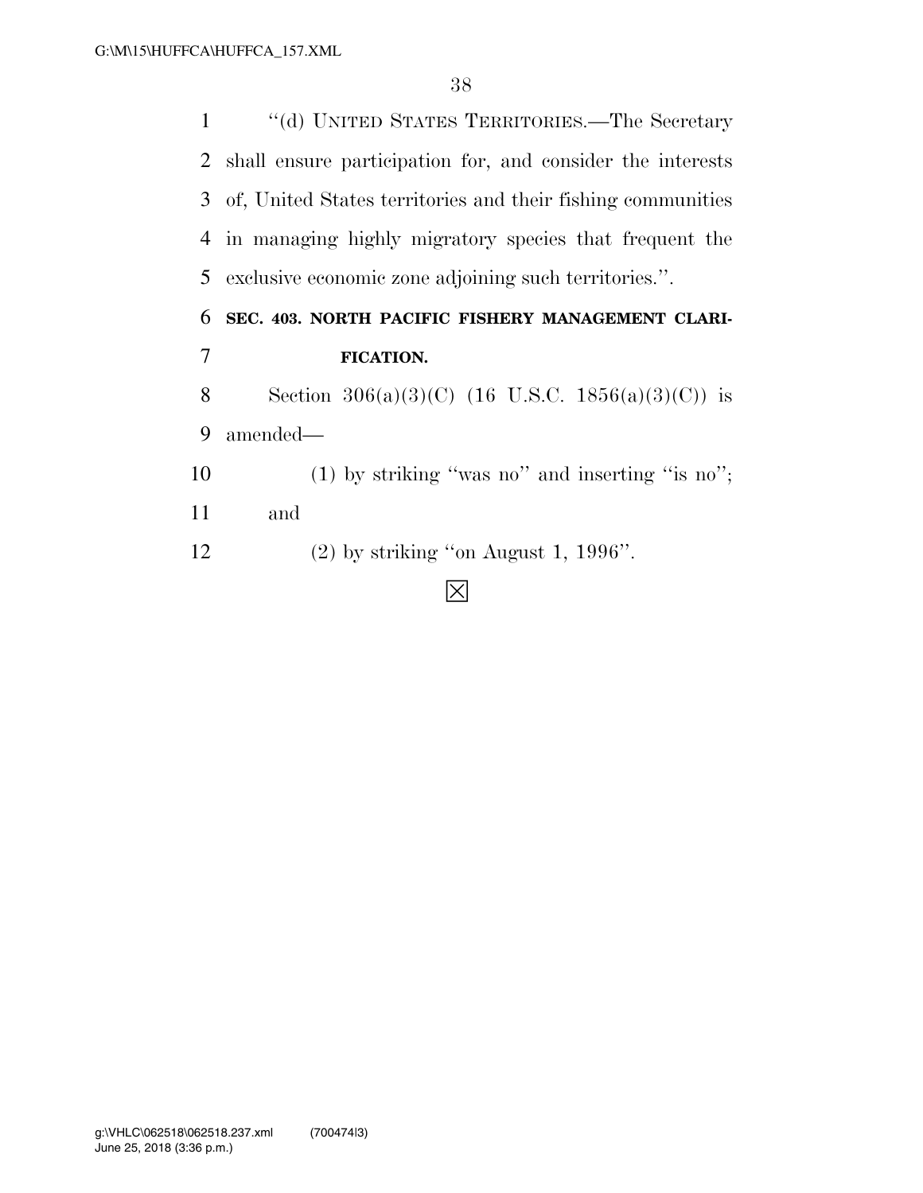"(d) UNITED STATES TERRITORIES.—The Secretary shall ensure participation for, and consider the interests of, United States territories and their fishing communities in managing highly migratory species that frequent the exclusive economic zone adjoining such territories.".

**SEC. 403. NORTH PACIFIC FISHERY MANAGEMENT CLARIFICATION.**

Section 306(a)(3)(C) (16 U.S.C. 1856(a)(3)(C)) is amended—

(1) by striking "was no" and inserting "is no"; and

(2) by striking "on August 1, 1996".